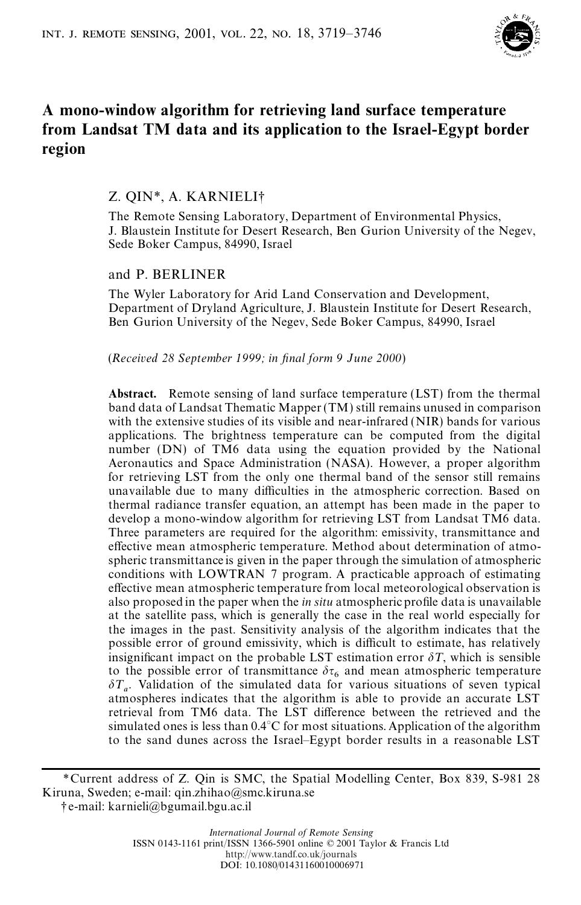# A mono-window algorithm for retrieving land surface temperature from Landsat TM data and its application to the Israel-Egypt border region

Z. QIN*, A. KARNIELI†

The Remote Sensing Laboratory, Department of Environmental Physics, J. Blaustein Institute for Desert Research, Ben Gurion University of the Negev, Sede Boker Campus, 84990, Israel

and P. BERLINER

The Wyler Laboratory for Arid Land Conservation and Development, Department of Dryland Agriculture, J. Blaustein Institute for Desert Research, Ben Gurion University of the Negev, Sede Boker Campus, 84990, Israel

(*Received 28 September 1999; in final form 9 June 2000*)

**Abstract.** Remote sensing of land surface temperature (LST) from the thermal band data of Landsat Thematic Mapper (TM) still remains unused in comparison with the extensive studies of its visible and near-infrared (NIR) bands for various applications. The brightness temperature can be computed from the digital number (DN) of TM6 data using the equation provided by the National Aeronautics and Space Administration (NASA). However, a proper algorithm for retrieving LST from the only one thermal band of the sensor still remains unavailable due to many difficulties in the atmospheric correction. Based on thermal radiance transfer equation, an attempt has been made in the paper to develop a mono-window algorithm for retrieving LST from Landsat TM6 data. Three parameters are required for the algorithm: emissivity, transmittance and effective mean atmospheric temperature. Method about determination of atmospheric transmittance is given in the paper through the simulation of atmospheric conditions with LOWTRAN 7 program. A practicable approach of estimating effective mean atmospheric temperature from local meteorological observation is also proposed in the paper when the *in situ* atmospheric profile data is unavailable at the satellite pass, which is generally the case in the real world especially for the images in the past. Sensitivity analysis of the algorithm indicates that the possible error of ground emissivity, which is difficult to estimate, has relatively insignificant impact on the probable LST estimation error $\delta T$, which is sensible to the possible error of transmittance $\delta\tau_6$ and mean atmospheric temperature $\delta T_a$. Validation of the simulated data for various situations of seven typical atmospheres indicates that the algorithm is able to provide an accurate LST retrieval from TM6 data. The LST difference between the retrieved and the simulated ones is less than 0.4°C for most situations. Application of the algorithm to the sand dunes across the Israel–Egypt border results in a reasonable LST

*Current address of Z. Qin is SMC, the Spatial Modelling Center, Box 839, S-981 28 Kiruna, Sweden; e-mail: qin.zhihao@smc.kiruna.se

†e-mail: karnieli@bgumail.bgu.ac.il

*International Journal of Remote Sensing*
ISSN 0143-1161 print/ISSN 1366-5901 online © 2001 Taylor & Francis Ltd
http://www.tandf.co.uk/journals
DOI: 10.1080/01431160010006971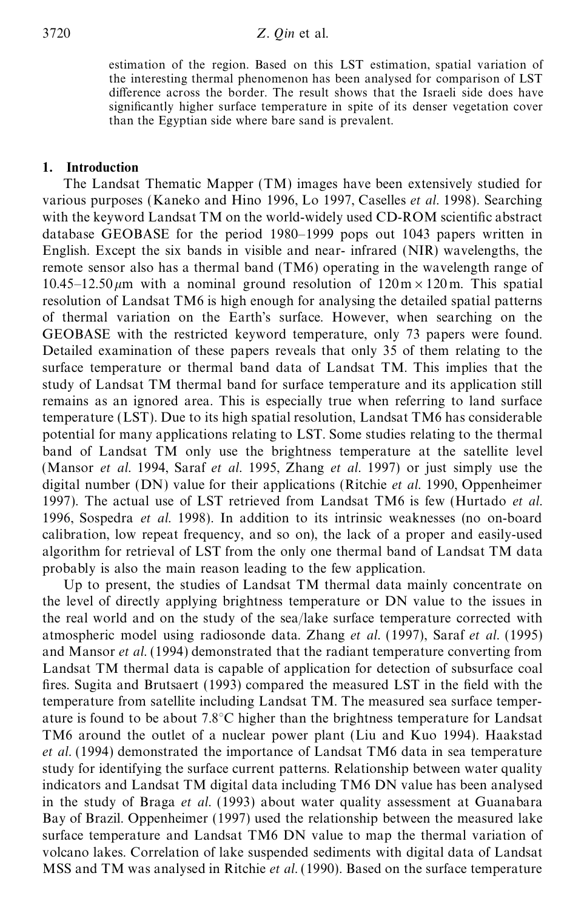estimation of the region. Based on this LST estimation, spatial variation of the interesting thermal phenomenon has been analysed for comparison of LST difference across the border. The result shows that the Israeli side does have significantly higher surface temperature in spite of its denser vegetation cover than the Egyptian side where bare sand is prevalent.

## 1. Introduction

The Landsat Thematic Mapper (TM) images have been extensively studied for various purposes (Kaneko and Hino 1996, Lo 1997, Caselles *et al.* 1998). Searching with the keyword Landsat TM on the world-widely used CD-ROM scientific abstract database GEOBASE for the period 1980–1999 pops out 1043 papers written in English. Except the six bands in visible and near- infrared (NIR) wavelengths, the remote sensor also has a thermal band (TM6) operating in the wavelength range of 10.45–12.50 $\mu$m with a nominal ground resolution of 120 m × 120 m. This spatial resolution of Landsat TM6 is high enough for analysing the detailed spatial patterns of thermal variation on the Earth's surface. However, when searching on the GEOBASE with the restricted keyword temperature, only 73 papers were found. Detailed examination of these papers reveals that only 35 of them relating to the surface temperature or thermal band data of Landsat TM. This implies that the study of Landsat TM thermal band for surface temperature and its application still remains as an ignored area. This is especially true when referring to land surface temperature (LST). Due to its high spatial resolution, Landsat TM6 has considerable potential for many applications relating to LST. Some studies relating to the thermal band of Landsat TM only use the brightness temperature at the satellite level (Mansor *et al.* 1994, Saraf *et al.* 1995, Zhang *et al.* 1997) or just simply use the digital number (DN) value for their applications (Ritchie *et al.* 1990, Oppenheimer 1997). The actual use of LST retrieved from Landsat TM6 is few (Hurtado *et al.* 1996, Sospedra *et al.* 1998). In addition to its intrinsic weaknesses (no on-board calibration, low repeat frequency, and so on), the lack of a proper and easily-used algorithm for retrieval of LST from the only one thermal band of Landsat TM data probably is also the main reason leading to the few application.

Up to present, the studies of Landsat TM thermal data mainly concentrate on the level of directly applying brightness temperature or DN value to the issues in the real world and on the study of the sea/lake surface temperature corrected with atmospheric model using radiosonde data. Zhang *et al.* (1997), Saraf *et al.* (1995) and Mansor *et al.* (1994) demonstrated that the radiant temperature converting from Landsat TM thermal data is capable of application for detection of subsurface coal fires. Sugita and Brutsaert (1993) compared the measured LST in the field with the temperature from satellite including Landsat TM. The measured sea surface temperature is found to be about 7.8°C higher than the brightness temperature for Landsat TM6 around the outlet of a nuclear power plant (Liu and Kuo 1994). Haakstad *et al.* (1994) demonstrated the importance of Landsat TM6 data in sea temperature study for identifying the surface current patterns. Relationship between water quality indicators and Landsat TM digital data including TM6 DN value has been analysed in the study of Braga *et al.* (1993) about water quality assessment at Guanabara Bay of Brazil. Oppenheimer (1997) used the relationship between the measured lake surface temperature and Landsat TM6 DN value to map the thermal variation of volcano lakes. Correlation of lake suspended sediments with digital data of Landsat MSS and TM was analysed in Ritchie *et al.* (1990). Based on the surface temperature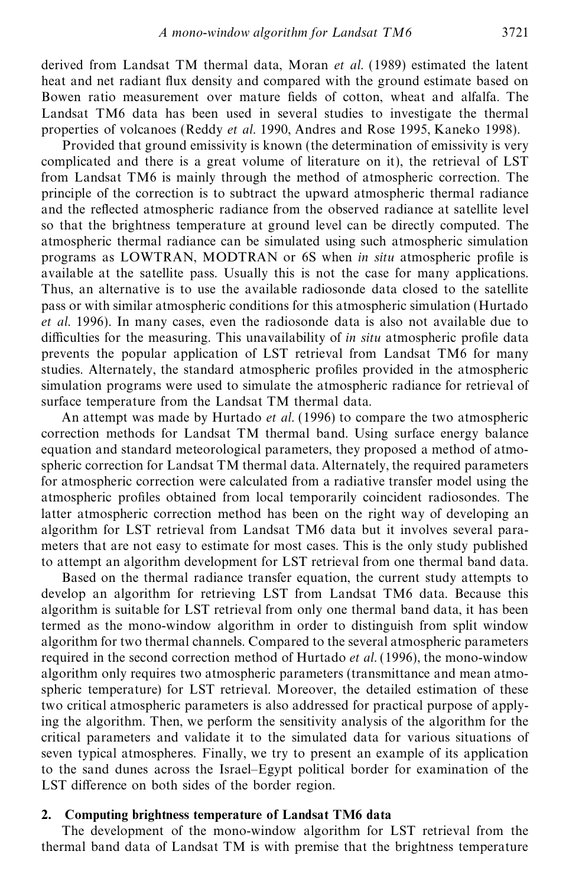derived from Landsat TM thermal data, Moran *et al.* (1989) estimated the latent heat and net radiant flux density and compared with the ground estimate based on Bowen ratio measurement over mature fields of cotton, wheat and alfalfa. The Landsat TM6 data has been used in several studies to investigate the thermal properties of volcanoes (Reddy *et al.* 1990, Andres and Rose 1995, Kaneko 1998).

Provided that ground emissivity is known (the determination of emissivity is very complicated and there is a great volume of literature on it), the retrieval of LST from Landsat TM6 is mainly through the method of atmospheric correction. The principle of the correction is to subtract the upward atmospheric thermal radiance and the reflected atmospheric radiance from the observed radiance at satellite level so that the brightness temperature at ground level can be directly computed. The atmospheric thermal radiance can be simulated using such atmospheric simulation programs as LOWTRAN, MODTRAN or 6S when *in situ* atmospheric profile is available at the satellite pass. Usually this is not the case for many applications. Thus, an alternative is to use the available radiosonde data closed to the satellite pass or with similar atmospheric conditions for this atmospheric simulation (Hurtado *et al.* 1996). In many cases, even the radiosonde data is also not available due to difficulties for the measuring. This unavailability of *in situ* atmospheric profile data prevents the popular application of LST retrieval from Landsat TM6 for many studies. Alternately, the standard atmospheric profiles provided in the atmospheric simulation programs were used to simulate the atmospheric radiance for retrieval of surface temperature from the Landsat TM thermal data.

An attempt was made by Hurtado *et al.* (1996) to compare the two atmospheric correction methods for Landsat TM thermal band. Using surface energy balance equation and standard meteorological parameters, they proposed a method of atmospheric correction for Landsat TM thermal data. Alternately, the required parameters for atmospheric correction were calculated from a radiative transfer model using the atmospheric profiles obtained from local temporarily coincident radiosondes. The latter atmospheric correction method has been on the right way of developing an algorithm for LST retrieval from Landsat TM6 data but it involves several parameters that are not easy to estimate for most cases. This is the only study published to attempt an algorithm development for LST retrieval from one thermal band data.

Based on the thermal radiance transfer equation, the current study attempts to develop an algorithm for retrieving LST from Landsat TM6 data. Because this algorithm is suitable for LST retrieval from only one thermal band data, it has been termed as the mono-window algorithm in order to distinguish from split window algorithm for two thermal channels. Compared to the several atmospheric parameters required in the second correction method of Hurtado *et al.* (1996), the mono-window algorithm only requires two atmospheric parameters (transmittance and mean atmospheric temperature) for LST retrieval. Moreover, the detailed estimation of these two critical atmospheric parameters is also addressed for practical purpose of applying the algorithm. Then, we perform the sensitivity analysis of the algorithm for the critical parameters and validate it to the simulated data for various situations of seven typical atmospheres. Finally, we try to present an example of its application to the sand dunes across the Israel–Egypt political border for examination of the LST difference on both sides of the border region.

## 2. Computing brightness temperature of Landsat TM6 data

The development of the mono-window algorithm for LST retrieval from the thermal band data of Landsat TM is with premise that the brightness temperature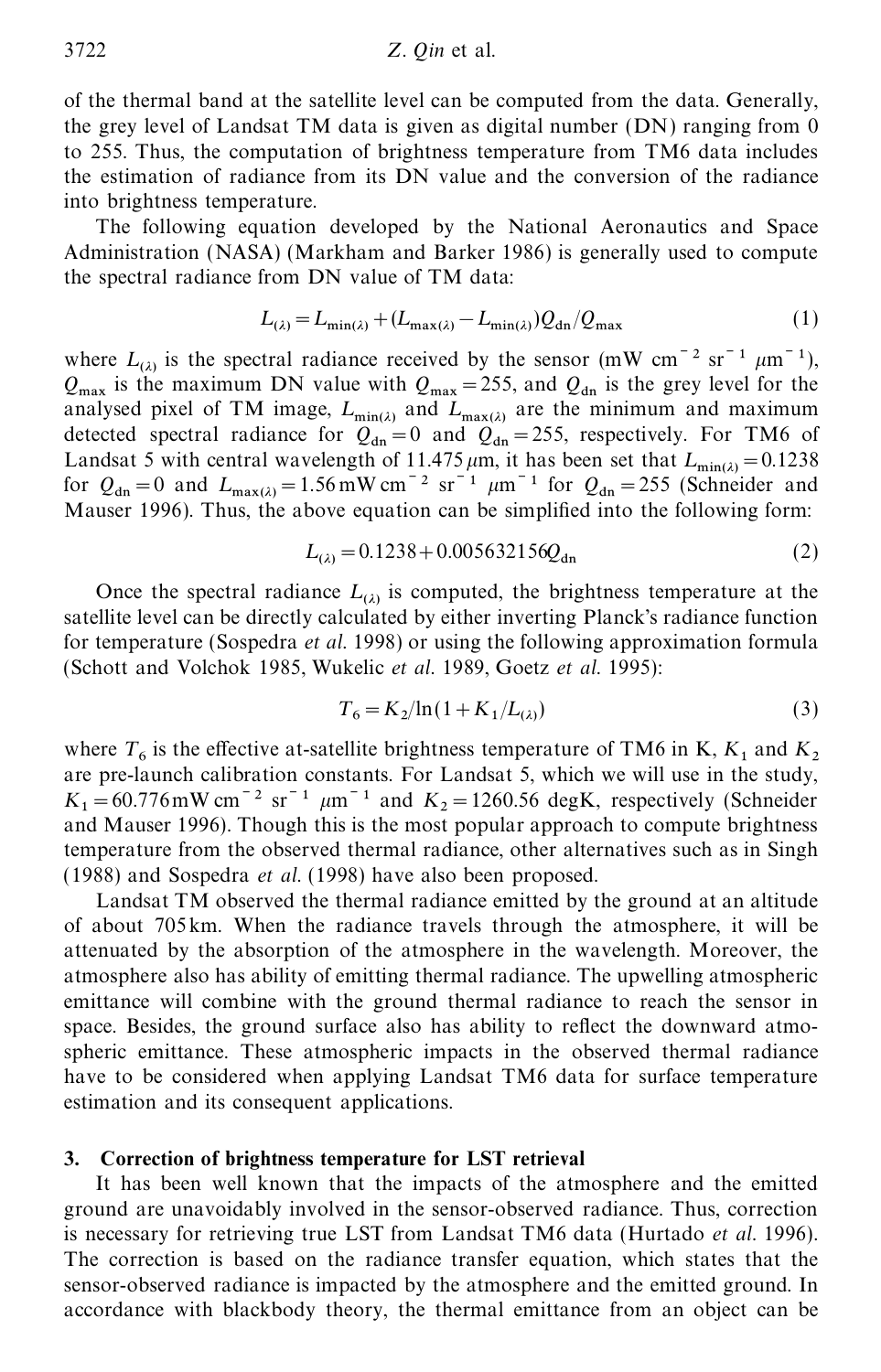of the thermal band at the satellite level can be computed from the data. Generally, the grey level of Landsat TM data is given as digital number (DN) ranging from 0 to 255. Thus, the computation of brightness temperature from TM6 data includes the estimation of radiance from its DN value and the conversion of the radiance into brightness temperature.

The following equation developed by the National Aeronautics and Space Administration (NASA) (Markham and Barker 1986) is generally used to compute the spectral radiance from DN value of TM data:

$$L_{(\lambda)} = L_{\min(\lambda)} + (L_{\max(\lambda)} - L_{\min(\lambda)}) Q_{dn}/Q_{\max} \tag{1}$$

where $L_{(\lambda)}$ is the spectral radiance received by the sensor (mW cm$^{-2}$ sr$^{-1}$ $\mu$m$^{-1}$), $Q_{\max}$ is the maximum DN value with $Q_{\max} = 255$, and $Q_{dn}$ is the grey level for the analysed pixel of TM image, $L_{\min(\lambda)}$ and $L_{\max(\lambda)}$ are the minimum and maximum detected spectral radiance for $Q_{dn} = 0$ and $Q_{dn} = 255$, respectively. For TM6 of Landsat 5 with central wavelength of 11.475 $\mu$m, it has been set that $L_{\min(\lambda)} = 0.1238$ for $Q_{dn} = 0$ and $L_{\max(\lambda)} = 1.56$ mW cm$^{-2}$ sr$^{-1}$ $\mu$m$^{-1}$ for $Q_{dn} = 255$ (Schneider and Mauser 1996). Thus, the above equation can be simplified into the following form:

$$L_{(\lambda)} = 0.1238 + 0.005632156 Q_{dn} \tag{2}$$

Once the spectral radiance $L_{(\lambda)}$ is computed, the brightness temperature at the satellite level can be directly calculated by either inverting Planck's radiance function for temperature (Sospedra *et al.* 1998) or using the following approximation formula (Schott and Volchok 1985, Wukelic *et al.* 1989, Goetz *et al.* 1995):

$$T_6 = K_2 / \ln(1 + K_1 / L_{(\lambda)}) \tag{3}$$

where $T_6$ is the effective at-satellite brightness temperature of TM6 in K, $K_1$ and $K_2$ are pre-launch calibration constants. For Landsat 5, which we will use in the study, $K_1 = 60.776$ mW cm$^{-2}$ sr$^{-1}$ $\mu$m$^{-1}$ and $K_2 = 1260.56$ degK, respectively (Schneider and Mauser 1996). Though this is the most popular approach to compute brightness temperature from the observed thermal radiance, other alternatives such as in Singh (1988) and Sospedra *et al.* (1998) have also been proposed.

Landsat TM observed the thermal radiance emitted by the ground at an altitude of about 705 km. When the radiance travels through the atmosphere, it will be attenuated by the absorption of the atmosphere in the wavelength. Moreover, the atmosphere also has ability of emitting thermal radiance. The upwelling atmospheric emittance will combine with the ground thermal radiance to reach the sensor in space. Besides, the ground surface also has ability to reflect the downward atmospheric emittance. These atmospheric impacts in the observed thermal radiance have to be considered when applying Landsat TM6 data for surface temperature estimation and its consequent applications.

## 3. Correction of brightness temperature for LST retrieval

It has been well known that the impacts of the atmosphere and the emitted ground are unavoidably involved in the sensor-observed radiance. Thus, correction is necessary for retrieving true LST from Landsat TM6 data (Hurtado *et al.* 1996). The correction is based on the radiance transfer equation, which states that the sensor-observed radiance is impacted by the atmosphere and the emitted ground. In accordance with blackbody theory, the thermal emittance from an object can be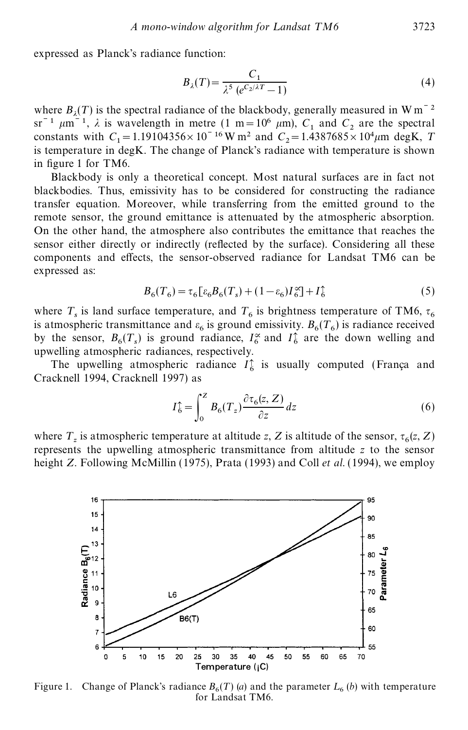expressed as Planck's radiance function:

$$B_\lambda(T) = \frac{C_1}{\lambda^5 \, (e^{C_2/\lambda T} - 1)} \tag{4}$$

where $B_\lambda(T)$ is the spectral radiance of the blackbody, generally measured in W m$^{-2}$ sr$^{-1}$ $\mu$m$^{-1}$, $\lambda$ is wavelength in metre (1 m = $10^6$ $\mu$m), $C_1$ and $C_2$ are the spectral constants with $C_1 = 1.19104356 \times 10^{-16}$ W m$^2$ and $C_2 = 1.4387685 \times 10^4 \mu$m degK, $T$ is temperature in degK. The change of Planck's radiance with temperature is shown in figure 1 for TM6.

Blackbody is only a theoretical concept. Most natural surfaces are in fact not blackbodies. Thus, emissivity has to be considered for constructing the radiance transfer equation. Moreover, while transferring from the emitted ground to the remote sensor, the ground emittance is attenuated by the atmospheric absorption. On the other hand, the atmosphere also contributes the emittance that reaches the sensor either directly or indirectly (reflected by the surface). Considering all these components and effects, the sensor-observed radiance for Landsat TM6 can be expressed as:

$$B_6(T_6) = \tau_6[\varepsilon_6 B_6(T_s) + (1 - \varepsilon_6) I_6^{\downarrow}] + I_6^{\uparrow} \tag{5}$$

where $T_s$ is land surface temperature, and $T_6$ is brightness temperature of TM6, $\tau_6$ is atmospheric transmittance and $\varepsilon_6$ is ground emissivity. $B_6(T_6)$ is radiance received by the sensor, $B_6(T_s)$ is ground radiance, $I_6^{\downarrow}$ and $I_6^{\uparrow}$ are the down welling and upwelling atmospheric radiances, respectively.

The upwelling atmospheric radiance $I_6^{\uparrow}$ is usually computed (França and Cracknell 1994, Cracknell 1997) as

$$I_6^{\uparrow} = \int_0^Z B_6(T_z) \frac{\partial \tau_6(z, Z)}{\partial z} \, dz \tag{6}$$

where $T_z$ is atmospheric temperature at altitude $z$, $Z$ is altitude of the sensor, $\tau_6(z, Z)$ represents the upwelling atmospheric transmittance from altitude $z$ to the sensor height $Z$. Following McMillin (1975), Prata (1993) and Coll *et al.* (1994), we employ

Figure 1. Change of Planck's radiance $B_6(T)$ (*a*) and the parameter $L_6$ (*b*) with temperature for Landsat TM6.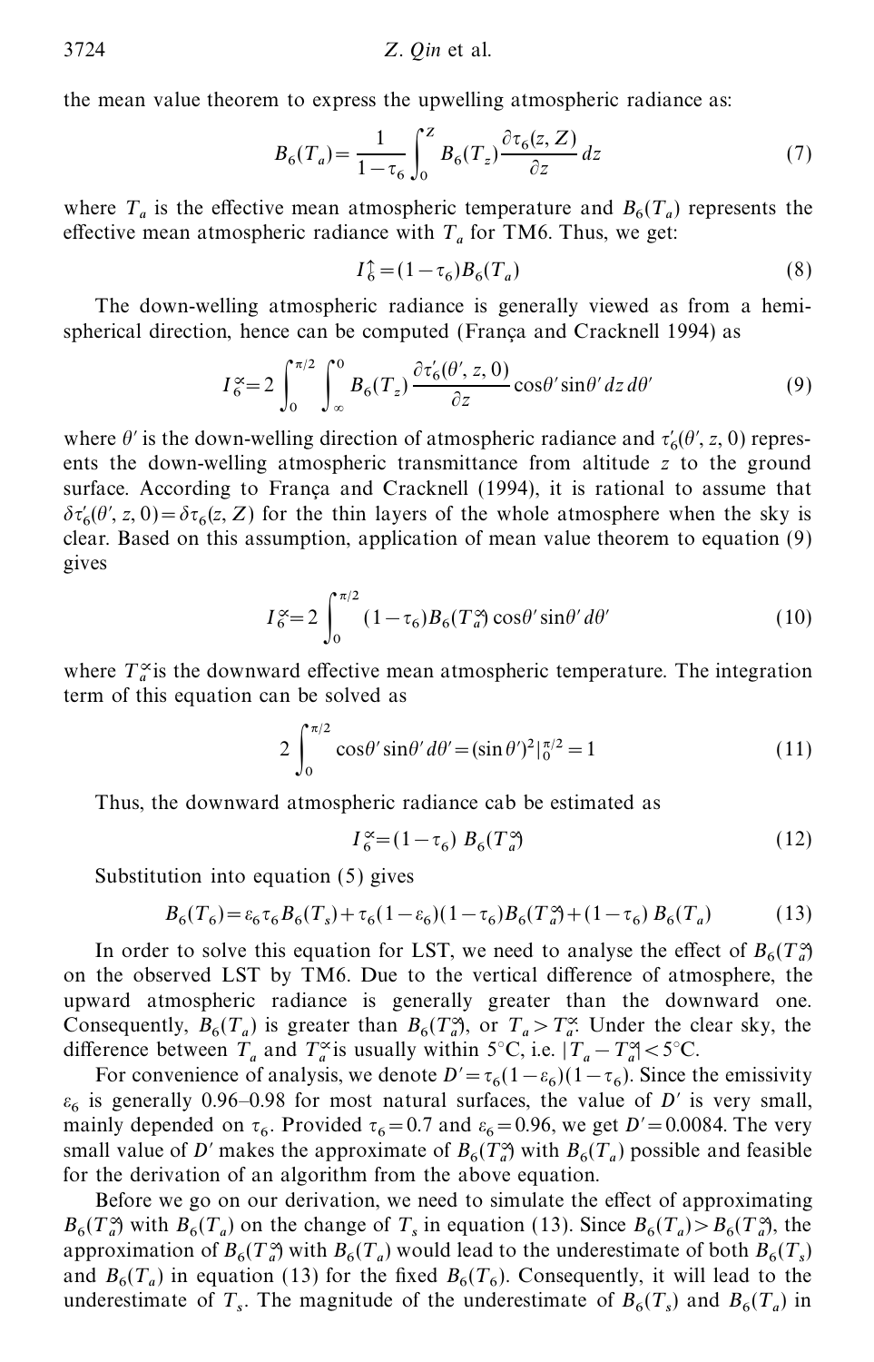the mean value theorem to express the upwelling atmospheric radiance as:

$$B_6(T_a) = \frac{1}{1-\tau_6} \int_0^Z B_6(T_z) \frac{\partial \tau_6(z, Z)}{\partial z} dz \tag{7}$$

where $T_a$ is the effective mean atmospheric temperature and $B_6(T_a)$ represents the effective mean atmospheric radiance with $T_a$ for TM6. Thus, we get:

$$I_6^{\uparrow} = (1-\tau_6) B_6(T_a) \tag{8}$$

The down-welling atmospheric radiance is generally viewed as from a hemispherical direction, hence can be computed (França and Cracknell 1994) as

$$I_6^{\downarrow} = 2 \int_0^{\pi/2} \int_{\infty}^{0} B_6(T_z) \frac{\partial \tau_6'(\theta', z, 0)}{\partial z} \cos\theta' \sin\theta' \, dz \, d\theta' \tag{9}$$

where $\theta'$ is the down-welling direction of atmospheric radiance and $\tau_6'(\theta', z, 0)$ represents the down-welling atmospheric transmittance from altitude $z$ to the ground surface. According to França and Cracknell (1994), it is rational to assume that $\delta\tau_6'(\theta', z, 0) = \delta\tau_6(z, Z)$ for the thin layers of the whole atmosphere when the sky is clear. Based on this assumption, application of mean value theorem to equation (9) gives

$$I_6^{\downarrow} = 2 \int_0^{\pi/2} (1-\tau_6) B_6(T_a^{\downarrow}) \cos\theta' \sin\theta' \, d\theta' \tag{10}$$

where $T_a^{\downarrow}$ is the downward effective mean atmospheric temperature. The integration term of this equation can be solved as

$$2 \int_0^{\pi/2} \cos\theta' \sin\theta' \, d\theta' = (\sin\theta')^2 \big|_0^{\pi/2} = 1 \tag{11}$$

Thus, the downward atmospheric radiance cab be estimated as

$$I_6^{\downarrow} = (1-\tau_6) \, B_6(T_a^{\downarrow}) \tag{12}$$

Substitution into equation (5) gives

$$B_6(T_6) = \varepsilon_6 \tau_6 B_6(T_s) + \tau_6 (1-\varepsilon_6)(1-\tau_6) B_6(T_a^{\downarrow}) + (1-\tau_6) \, B_6(T_a) \tag{13}$$

In order to solve this equation for LST, we need to analyse the effect of $B_6(T_a^{\downarrow})$ on the observed LST by TM6. Due to the vertical difference of atmosphere, the upward atmospheric radiance is generally greater than the downward one. Consequently, $B_6(T_a)$ is greater than $B_6(T_a^{\downarrow})$, or $T_a > T_a^{\downarrow}$. Under the clear sky, the difference between $T_a$ and $T_a^{\downarrow}$ is usually within 5°C, i.e. $|T_a - T_a^{\downarrow}| < 5$°C.

For convenience of analysis, we denote $D' = \tau_6(1-\varepsilon_6)(1-\tau_6)$. Since the emissivity $\varepsilon_6$ is generally 0.96–0.98 for most natural surfaces, the value of $D'$ is very small, mainly depended on $\tau_6$. Provided $\tau_6 = 0.7$ and $\varepsilon_6 = 0.96$, we get $D' = 0.0084$. The very small value of $D'$ makes the approximate of $B_6(T_a^{\downarrow})$ with $B_6(T_a)$ possible and feasible for the derivation of an algorithm from the above equation.

Before we go on our derivation, we need to simulate the effect of approximating $B_6(T_a^{\downarrow})$ with $B_6(T_a)$ on the change of $T_s$ in equation (13). Since $B_6(T_a) > B_6(T_a^{\downarrow})$, the approximation of $B_6(T_a^{\downarrow})$ with $B_6(T_a)$ would lead to the underestimate of both $B_6(T_s)$ and $B_6(T_a)$ in equation (13) for the fixed $B_6(T_6)$. Consequently, it will lead to the underestimate of $T_s$. The magnitude of the underestimate of $B_6(T_s)$ and $B_6(T_a)$ in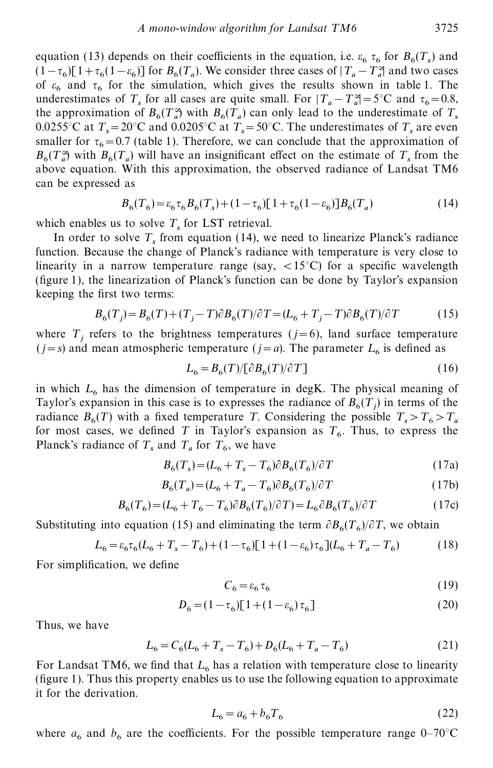equation (13) depends on their coefficients in the equation, i.e. $\varepsilon_6 \tau_6$ for $B_6(T_s)$ and $(1-\tau_6)[1+\tau_6(1-\varepsilon_6)]$ for $B_6(T_a)$. We consider three cases of $|T_a - T_a^{\uparrow}|$ and two cases of $\varepsilon_6$ and $\tau_6$ for the simulation, which gives the results shown in table 1. The underestimates of $T_s$ for all cases are quite small. For $|T_a - T_a^{\uparrow}| = 5°C$ and $\tau_6 = 0.8$, the approximation of $B_6(T_a^{\uparrow})$ with $B_6(T_a)$ can only lead to the underestimate of $T_s$ 0.0255°C at $T_s = 20°C$ and 0.0205°C at $T_s = 50°C$. The underestimates of $T_s$ are even smaller for $\tau_6 = 0.7$ (table 1). Therefore, we can conclude that the approximation of $B_6(T_a^{\uparrow})$ with $B_6(T_a)$ will have an insignificant effect on the estimate of $T_s$ from the above equation. With this approximation, the observed radiance of Landsat TM6 can be expressed as

$$B_6(T_6) = \varepsilon_6 \tau_6 B_6(T_s) + (1-\tau_6)[1+\tau_6(1-\varepsilon_6)]B_6(T_a) \tag{14}$$

which enables us to solve $T_s$ for LST retrieval.

In order to solve $T_s$ from equation (14), we need to linearize Planck's radiance function. Because the change of Planck's radiance with temperature is very close to linearity in a narrow temperature range (say, <15°C) for a specific wavelength (figure 1), the linearization of Planck's function can be done by Taylor's expansion keeping the first two terms:

$$B_6(T_j) = B_6(T) + (T_j - T)\partial B_6(T)/\partial T = (L_6 + T_j - T)\partial B_6(T)/\partial T \tag{15}$$

where $T_j$ refers to the brightness temperatures ($j=6$), land surface temperature ($j=s$) and mean atmospheric temperature ($j=a$). The parameter $L_6$ is defined as

$$L_6 = B_6(T)/[\partial B_6(T)/\partial T] \tag{16}$$

in which $L_6$ has the dimension of temperature in degK. The physical meaning of Taylor's expansion in this case is to expresses the radiance of $B_6(T_j)$ in terms of the radiance $B_6(T)$ with a fixed temperature $T$. Considering the possible $T_s > T_6 > T_a$ for most cases, we defined $T$ in Taylor's expansion as $T_6$. Thus, to express the Planck's radiance of $T_s$ and $T_a$ for $T_6$, we have

$$B_6(T_s) = (L_6 + T_s - T_6)\partial B_6(T_6)/\partial T \tag{17a}$$

$$B_6(T_a) = (L_6 + T_a - T_6)\partial B_6(T_6)/\partial T \tag{17b}$$

$$B_6(T_6) = (L_6 + T_6 - T_6)\partial B_6(T_6)/\partial T) = L_6 \partial B_6(T_6)/\partial T \tag{17c}$$

Substituting into equation (15) and eliminating the term $\partial B_6(T_6)/\partial T$, we obtain

$$L_6 = \varepsilon_6 \tau_6 (L_6 + T_s - T_6) + (1-\tau_6)[1+(1-\varepsilon_6)\tau_6](L_6 + T_a - T_6) \tag{18}$$

For simplification, we define

$$C_6 = \varepsilon_6 \tau_6 \tag{19}$$

$$D_6 = (1-\tau_6)[1+(1-\varepsilon_6)\tau_6] \tag{20}$$

Thus, we have

$$L_6 = C_6(L_6 + T_s - T_6) + D_6(L_6 + T_a - T_6) \tag{21}$$

For Landsat TM6, we find that $L_6$ has a relation with temperature close to linearity (figure 1). Thus this property enables us to use the following equation to approximate it for the derivation.

$$L_6 = a_6 + b_6 T_6 \tag{22}$$

where $a_6$ and $b_6$ are the coefficients. For the possible temperature range 0–70°C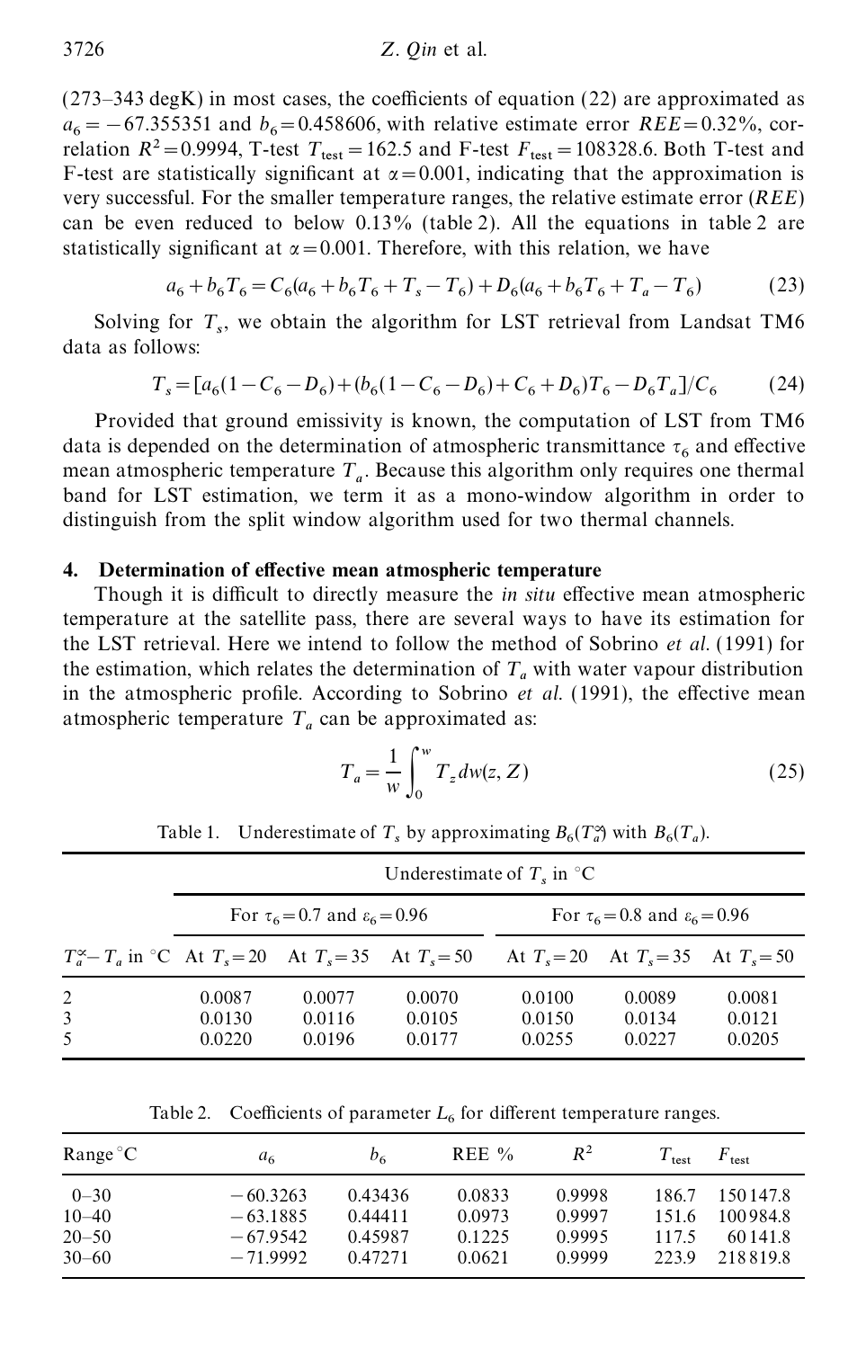(273–343 degK) in most cases, the coefficients of equation (22) are approximated as $a_6 = -67.355351$ and $b_6 = 0.458606$, with relative estimate error $REE = 0.32\%$, correlation $R^2 = 0.9994$, T-test $T_{\text{test}} = 162.5$ and F-test $F_{\text{test}} = 108328.6$. Both T-test and F-test are statistically significant at $\alpha = 0.001$, indicating that the approximation is very successful. For the smaller temperature ranges, the relative estimate error ($REE$) can be even reduced to below 0.13% (table 2). All the equations in table 2 are statistically significant at $\alpha = 0.001$. Therefore, with this relation, we have

$$a_6 + b_6 T_6 = C_6(a_6 + b_6 T_6 + T_s - T_6) + D_6(a_6 + b_6 T_6 + T_a - T_6) \tag{23}$$

Solving for $T_s$, we obtain the algorithm for LST retrieval from Landsat TM6 data as follows:

$$T_s = [a_6(1 - C_6 - D_6) + (b_6(1 - C_6 - D_6) + C_6 + D_6)T_6 - D_6 T_a]/C_6 \tag{24}$$

Provided that ground emissivity is known, the computation of LST from TM6 data is depended on the determination of atmospheric transmittance $\tau_6$ and effective mean atmospheric temperature $T_a$. Because this algorithm only requires one thermal band for LST estimation, we term it as a mono-window algorithm in order to distinguish from the split window algorithm used for two thermal channels.

## 4. Determination of effective mean atmospheric temperature

Though it is difficult to directly measure the *in situ* effective mean atmospheric temperature at the satellite pass, there are several ways to have its estimation for the LST retrieval. Here we intend to follow the method of Sobrino *et al.* (1991) for the estimation, which relates the determination of $T_a$ with water vapour distribution in the atmospheric profile. According to Sobrino *et al.* (1991), the effective mean atmospheric temperature $T_a$ can be approximated as:

$$T_a = \frac{1}{w}\int_0^w T_z \, dw(z, Z) \tag{25}$$

Table 1. Underestimate of $T_s$ by approximating $B_6(T_a^{\infty})$ with $B_6(T_a)$.

| | Underestimate of $T_s$ in °C | | | | | |
|---|---|---|---|---|---|---|
| | For $\tau_6 = 0.7$ and $\varepsilon_6 = 0.96$ | | | For $\tau_6 = 0.8$ and $\varepsilon_6 = 0.96$ | | |
| $T_a^{\infty} - T_a$ in °C | At $T_s = 20$ | At $T_s = 35$ | At $T_s = 50$ | At $T_s = 20$ | At $T_s = 35$ | At $T_s = 50$ |
| 2 | 0.0087 | 0.0077 | 0.0070 | 0.0100 | 0.0089 | 0.0081 |
| 3 | 0.0130 | 0.0116 | 0.0105 | 0.0150 | 0.0134 | 0.0121 |
| 5 | 0.0220 | 0.0196 | 0.0177 | 0.0255 | 0.0227 | 0.0205 |

Table 2. Coefficients of parameter $L_6$ for different temperature ranges.

| Range °C | $a_6$ | $b_6$ | REE % | $R^2$ | $T_{\text{test}}$ | $F_{\text{test}}$ |
|---|---|---|---|---|---|---|
| 0–30 | −60.3263 | 0.43436 | 0.0833 | 0.9998 | 186.7 | 150147.8 |
| 10–40 | −63.1885 | 0.44411 | 0.0973 | 0.9997 | 151.6 | 100984.8 |
| 20–50 | −67.9542 | 0.45987 | 0.1225 | 0.9995 | 117.5 | 60141.8 |
| 30–60 | −71.9992 | 0.47271 | 0.0621 | 0.9999 | 223.9 | 218819.8 |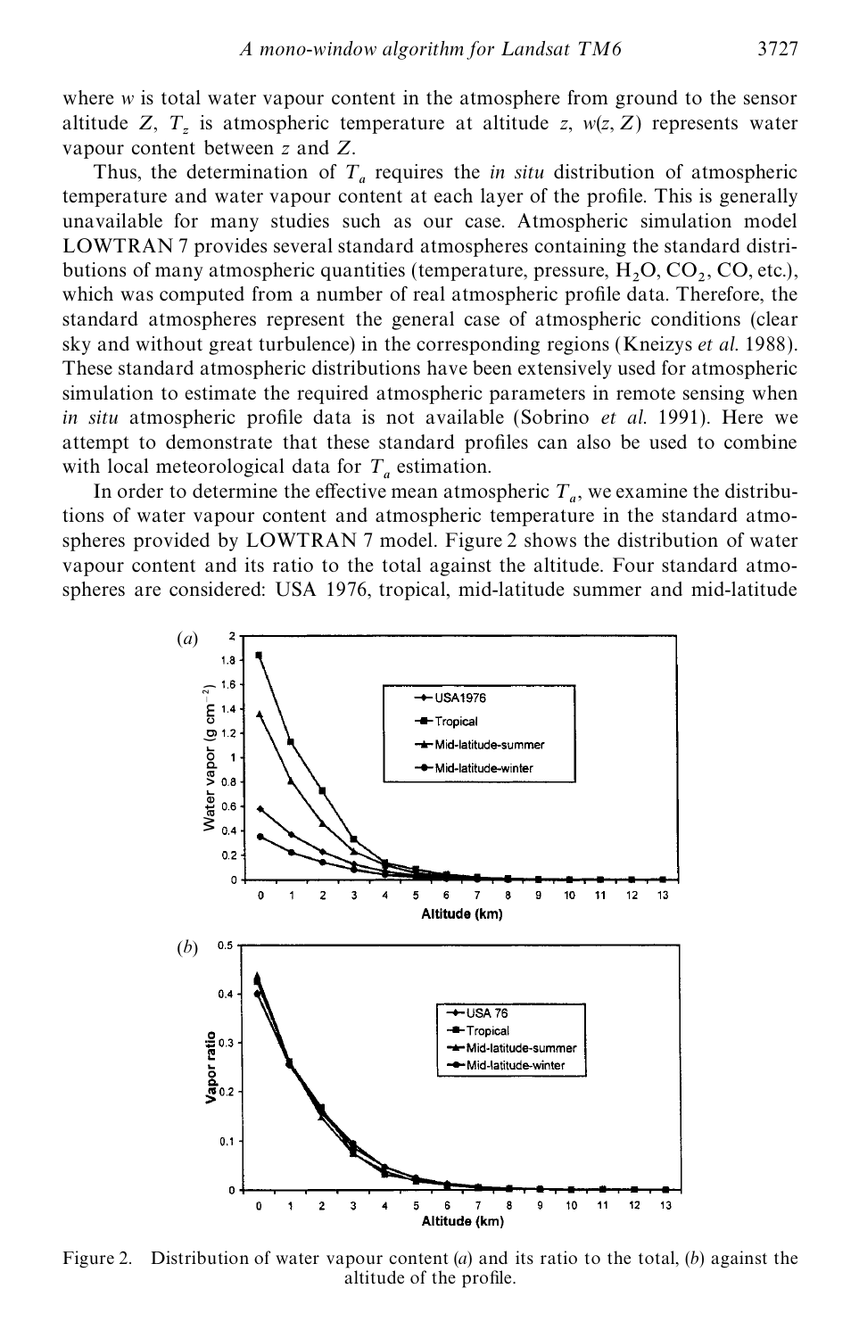where $w$ is total water vapour content in the atmosphere from ground to the sensor altitude $Z$, $T_z$ is atmospheric temperature at altitude $z$, $w(z, Z)$ represents water vapour content between $z$ and $Z$.

Thus, the determination of $T_a$ requires the *in situ* distribution of atmospheric temperature and water vapour content at each layer of the profile. This is generally unavailable for many studies such as our case. Atmospheric simulation model LOWTRAN 7 provides several standard atmospheres containing the standard distributions of many atmospheric quantities (temperature, pressure, $H_2O$, $CO_2$, CO, etc.), which was computed from a number of real atmospheric profile data. Therefore, the standard atmospheres represent the general case of atmospheric conditions (clear sky and without great turbulence) in the corresponding regions (Kneizys *et al.* 1988). These standard atmospheric distributions have been extensively used for atmospheric simulation to estimate the required atmospheric parameters in remote sensing when *in situ* atmospheric profile data is not available (Sobrino *et al.* 1991). Here we attempt to demonstrate that these standard profiles can also be used to combine with local meteorological data for $T_a$ estimation.

In order to determine the effective mean atmospheric $T_a$, we examine the distributions of water vapour content and atmospheric temperature in the standard atmospheres provided by LOWTRAN 7 model. Figure 2 shows the distribution of water vapour content and its ratio to the total against the altitude. Four standard atmospheres are considered: USA 1976, tropical, mid-latitude summer and mid-latitude

Figure 2. Distribution of water vapour content (*a*) and its ratio to the total, (*b*) against the altitude of the profile.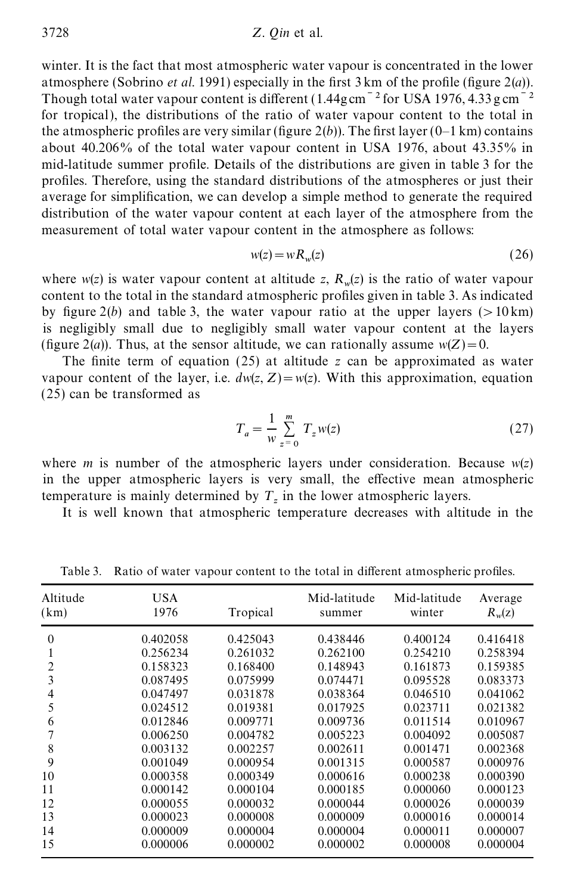winter. It is the fact that most atmospheric water vapour is concentrated in the lower atmosphere (Sobrino *et al.* 1991) especially in the first 3 km of the profile (figure 2(*a*)). Though total water vapour content is different (1.44 g $cm^{-2}$ for USA 1976, 4.33 g $cm^{-2}$ for tropical), the distributions of the ratio of water vapour content to the total in the atmospheric profiles are very similar (figure 2(*b*)). The first layer (0–1 km) contains about 40.206% of the total water vapour content in USA 1976, about 43.35% in mid-latitude summer profile. Details of the distributions are given in table 3 for the profiles. Therefore, using the standard distributions of the atmospheres or just their average for simplification, we can develop a simple method to generate the required distribution of the water vapour content at each layer of the atmosphere from the measurement of total water vapour content in the atmosphere as follows:

$$w(z) = w R_w(z) \tag{26}$$

where $w(z)$ is water vapour content at altitude $z$, $R_w(z)$ is the ratio of water vapour content to the total in the standard atmospheric profiles given in table 3. As indicated by figure 2(*b*) and table 3, the water vapour ratio at the upper layers (>10 km) is negligibly small due to negligibly small water vapour content at the layers (figure 2(*a*)). Thus, at the sensor altitude, we can rationally assume $w(Z) = 0$.

The finite term of equation (25) at altitude $z$ can be approximated as water vapour content of the layer, i.e. $dw(z, Z) = w(z)$. With this approximation, equation (25) can be transformed as

$$T_a = \frac{1}{w} \sum_{z=0}^{m} T_z w(z) \tag{27}$$

where $m$ is number of the atmospheric layers under consideration. Because $w(z)$ in the upper atmospheric layers is very small, the effective mean atmospheric temperature is mainly determined by $T_z$ in the lower atmospheric layers.

It is well known that atmospheric temperature decreases with altitude in the

Table 3. Ratio of water vapour content to the total in different atmospheric profiles.

| Altitude (km) | USA 1976 | Tropical | Mid-latitude summer | Mid-latitude winter | Average $R_w(z)$ |
|---|---|---|---|---|---|
| 0 | 0.402058 | 0.425043 | 0.438446 | 0.400124 | 0.416418 |
| 1 | 0.256234 | 0.261032 | 0.262100 | 0.254210 | 0.258394 |
| 2 | 0.158323 | 0.168400 | 0.148943 | 0.161873 | 0.159385 |
| 3 | 0.087495 | 0.075999 | 0.074471 | 0.095528 | 0.083373 |
| 4 | 0.047497 | 0.031878 | 0.038364 | 0.046510 | 0.041062 |
| 5 | 0.024512 | 0.019381 | 0.017925 | 0.023711 | 0.021382 |
| 6 | 0.012846 | 0.009771 | 0.009736 | 0.011514 | 0.010967 |
| 7 | 0.006250 | 0.004782 | 0.005223 | 0.004092 | 0.005087 |
| 8 | 0.003132 | 0.002257 | 0.002611 | 0.001471 | 0.002368 |
| 9 | 0.001049 | 0.000954 | 0.001315 | 0.000587 | 0.000976 |
| 10 | 0.000358 | 0.000349 | 0.000616 | 0.000238 | 0.000390 |
| 11 | 0.000142 | 0.000104 | 0.000185 | 0.000060 | 0.000123 |
| 12 | 0.000055 | 0.000032 | 0.000044 | 0.000026 | 0.000039 |
| 13 | 0.000023 | 0.000008 | 0.000009 | 0.000016 | 0.000014 |
| 14 | 0.000009 | 0.000004 | 0.000004 | 0.000011 | 0.000007 |
| 15 | 0.000006 | 0.000002 | 0.000002 | 0.000008 | 0.000004 |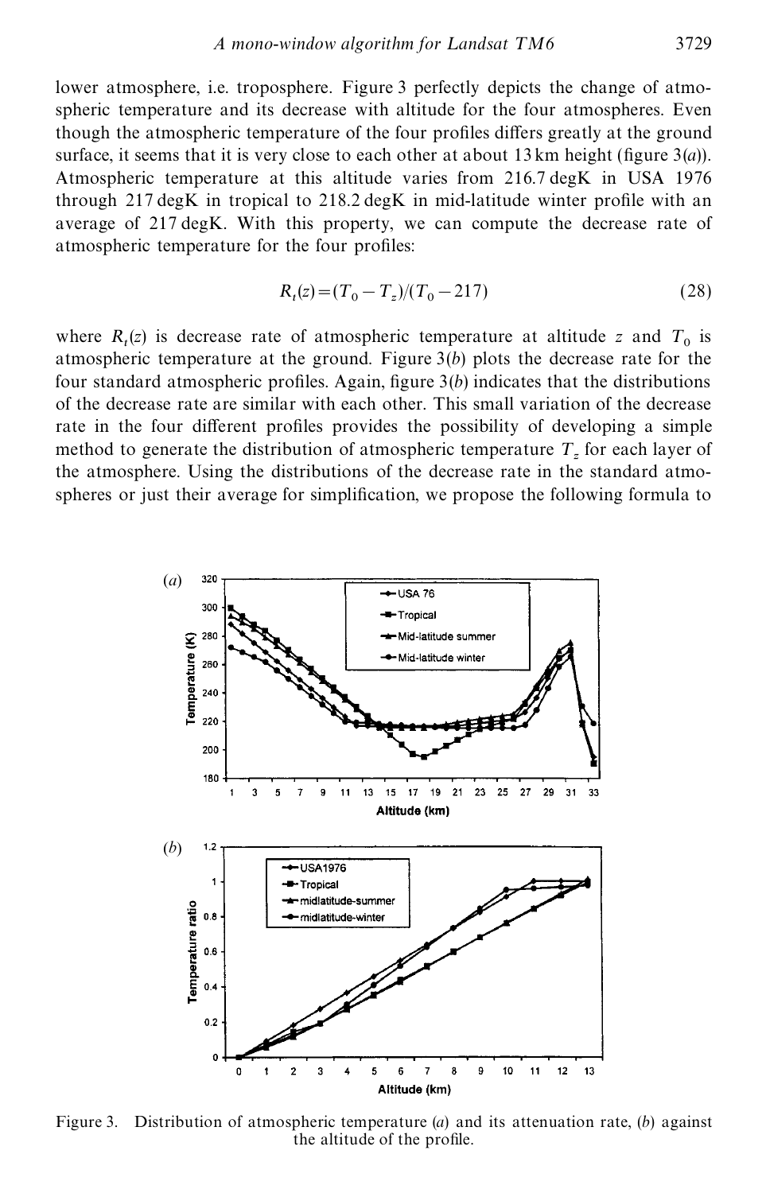lower atmosphere, i.e. troposphere. Figure 3 perfectly depicts the change of atmospheric temperature and its decrease with altitude for the four atmospheres. Even though the atmospheric temperature of the four profiles differs greatly at the ground surface, it seems that it is very close to each other at about 13 km height (figure 3(*a*)). Atmospheric temperature at this altitude varies from 216.7 degK in USA 1976 through 217 degK in tropical to 218.2 degK in mid-latitude winter profile with an average of 217 degK. With this property, we can compute the decrease rate of atmospheric temperature for the four profiles:

$$R_t(z) = (T_0 - T_z)/(T_0 - 217) \tag{28}$$

where $R_t(z)$ is decrease rate of atmospheric temperature at altitude $z$ and $T_0$ is atmospheric temperature at the ground. Figure 3(*b*) plots the decrease rate for the four standard atmospheric profiles. Again, figure 3(*b*) indicates that the distributions of the decrease rate are similar with each other. This small variation of the decrease rate in the four different profiles provides the possibility of developing a simple method to generate the distribution of atmospheric temperature $T_z$ for each layer of the atmosphere. Using the distributions of the decrease rate in the standard atmospheres or just their average for simplification, we propose the following formula to

Figure 3. Distribution of atmospheric temperature (*a*) and its attenuation rate, (*b*) against the altitude of the profile.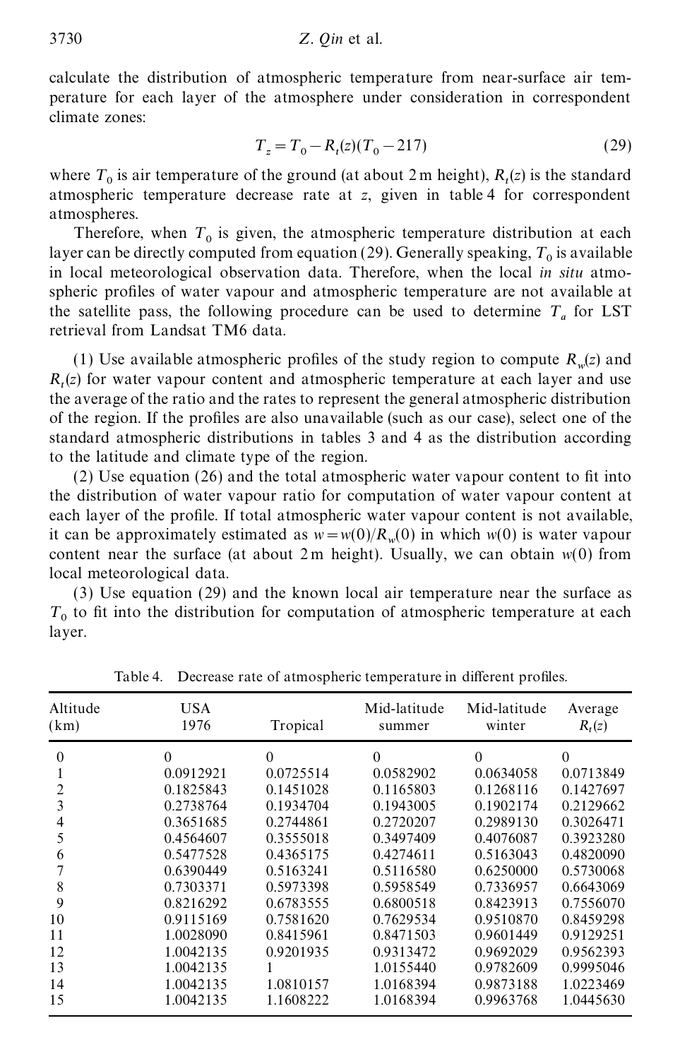calculate the distribution of atmospheric temperature from near-surface air temperature for each layer of the atmosphere under consideration in correspondent climate zones:

$$T_z = T_0 - R_t(z)(T_0 - 217) \tag{29}$$

where $T_0$ is air temperature of the ground (at about 2 m height), $R_t(z)$ is the standard atmospheric temperature decrease rate at $z$, given in table 4 for correspondent atmospheres.

Therefore, when $T_0$ is given, the atmospheric temperature distribution at each layer can be directly computed from equation (29). Generally speaking, $T_0$ is available in local meteorological observation data. Therefore, when the local *in situ* atmospheric profiles of water vapour and atmospheric temperature are not available at the satellite pass, the following procedure can be used to determine $T_a$ for LST retrieval from Landsat TM6 data.

(1) Use available atmospheric profiles of the study region to compute $R_w(z)$ and $R_t(z)$ for water vapour content and atmospheric temperature at each layer and use the average of the ratio and the rates to represent the general atmospheric distribution of the region. If the profiles are also unavailable (such as our case), select one of the standard atmospheric distributions in tables 3 and 4 as the distribution according to the latitude and climate type of the region.

(2) Use equation (26) and the total atmospheric water vapour content to fit into the distribution of water vapour ratio for computation of water vapour content at each layer of the profile. If total atmospheric water vapour content is not available, it can be approximately estimated as $w = w(0)/R_w(0)$ in which $w(0)$ is water vapour content near the surface (at about 2 m height). Usually, we can obtain $w(0)$ from local meteorological data.

(3) Use equation (29) and the known local air temperature near the surface as $T_0$ to fit into the distribution for computation of atmospheric temperature at each layer.

Table 4. Decrease rate of atmospheric temperature in different profiles.

| Altitude (km) | USA 1976 | Tropical | Mid-latitude summer | Mid-latitude winter | Average $R_t(z)$ |
|---|---|---|---|---|---|
| 0 | 0 | 0 | 0 | 0 | 0 |
| 1 | 0.0912921 | 0.0725514 | 0.0582902 | 0.0634058 | 0.0713849 |
| 2 | 0.1825843 | 0.1451028 | 0.1165803 | 0.1268116 | 0.1427697 |
| 3 | 0.2738764 | 0.1934704 | 0.1943005 | 0.1902174 | 0.2129662 |
| 4 | 0.3651685 | 0.2744861 | 0.2720207 | 0.2989130 | 0.3026471 |
| 5 | 0.4564607 | 0.3555018 | 0.3497409 | 0.4076087 | 0.3923280 |
| 6 | 0.5477528 | 0.4365175 | 0.4274611 | 0.5163043 | 0.4820090 |
| 7 | 0.6390449 | 0.5163241 | 0.5116580 | 0.6250000 | 0.5730068 |
| 8 | 0.7303371 | 0.5973398 | 0.5958549 | 0.7336957 | 0.6643069 |
| 9 | 0.8216292 | 0.6783555 | 0.6800518 | 0.8423913 | 0.7556070 |
| 10 | 0.9115169 | 0.7581620 | 0.7629534 | 0.9510870 | 0.8459298 |
| 11 | 1.0028090 | 0.8415961 | 0.8471503 | 0.9601449 | 0.9129251 |
| 12 | 1.0042135 | 0.9201935 | 0.9313472 | 0.9692029 | 0.9562393 |
| 13 | 1.0042135 | 1 | 1.0155440 | 0.9782609 | 0.9995046 |
| 14 | 1.0042135 | 1.0810157 | 1.0168394 | 0.9873188 | 1.0223469 |
| 15 | 1.0042135 | 1.1608222 | 1.0168394 | 0.9963768 | 1.0445630 |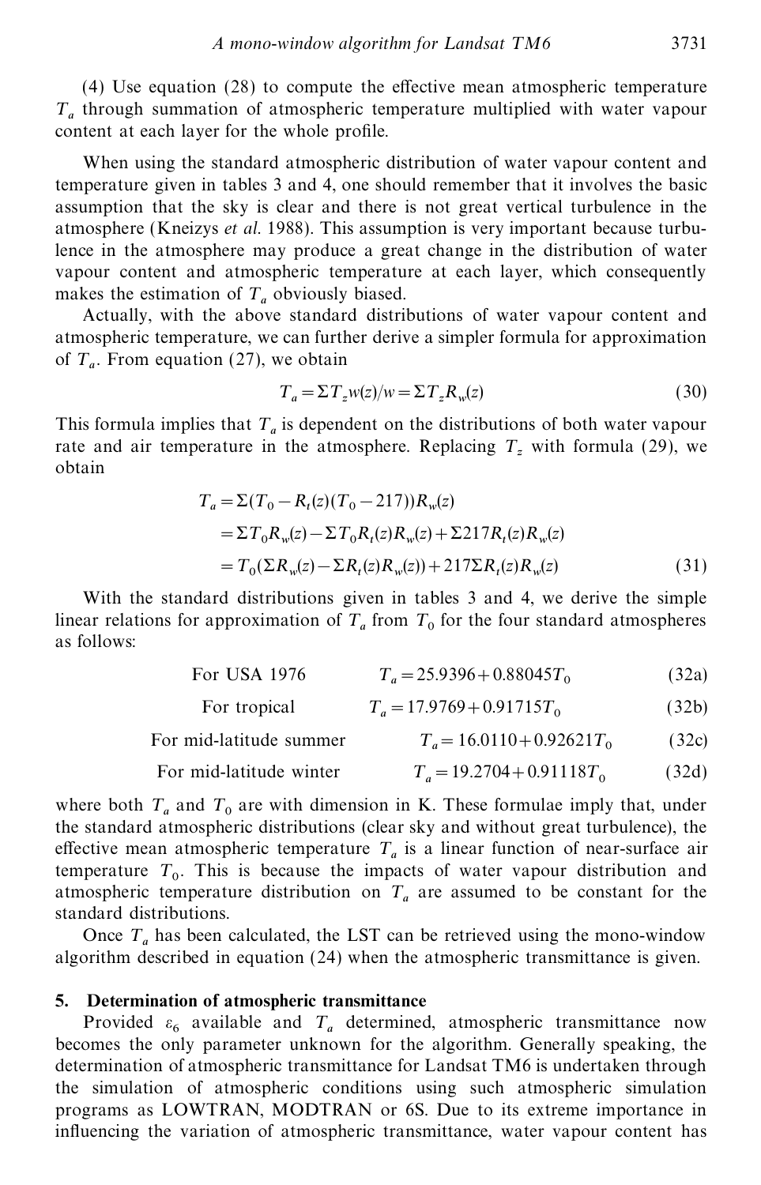(4) Use equation (28) to compute the effective mean atmospheric temperature $T_a$ through summation of atmospheric temperature multiplied with water vapour content at each layer for the whole profile.

When using the standard atmospheric distribution of water vapour content and temperature given in tables 3 and 4, one should remember that it involves the basic assumption that the sky is clear and there is not great vertical turbulence in the atmosphere (Kneizys *et al.* 1988). This assumption is very important because turbulence in the atmosphere may produce a great change in the distribution of water vapour content and atmospheric temperature at each layer, which consequently makes the estimation of $T_a$ obviously biased.

Actually, with the above standard distributions of water vapour content and atmospheric temperature, we can further derive a simpler formula for approximation of $T_a$. From equation (27), we obtain

$$T_a = \Sigma T_z w(z)/w = \Sigma T_z R_w(z) \tag{30}$$

This formula implies that $T_a$ is dependent on the distributions of both water vapour rate and air temperature in the atmosphere. Replacing $T_z$ with formula (29), we obtain

$$\begin{aligned} T_a &= \Sigma(T_0 - R_t(z)(T_0 - 217))R_w(z) \\ &= \Sigma T_0 R_w(z) - \Sigma T_0 R_t(z) R_w(z) + \Sigma 217 R_t(z) R_w(z) \\ &= T_0(\Sigma R_w(z) - \Sigma R_t(z) R_w(z)) + 217 \Sigma R_t(z) R_w(z) \end{aligned} \tag{31}$$

With the standard distributions given in tables 3 and 4, we derive the simple linear relations for approximation of $T_a$ from $T_0$ for the four standard atmospheres as follows:

For USA 1976 $\quad T_a = 25.9396 + 0.88045 T_0 \quad$ (32a)

For tropical $\quad T_a = 17.9769 + 0.91715 T_0 \quad$ (32b)

For mid-latitude summer $\quad T_a = 16.0110 + 0.92621 T_0 \quad$ (32c)

For mid-latitude winter $\quad T_a = 19.2704 + 0.91118 T_0 \quad$ (32d)

where both $T_a$ and $T_0$ are with dimension in K. These formulae imply that, under the standard atmospheric distributions (clear sky and without great turbulence), the effective mean atmospheric temperature $T_a$ is a linear function of near-surface air temperature $T_0$. This is because the impacts of water vapour distribution and atmospheric temperature distribution on $T_a$ are assumed to be constant for the standard distributions.

Once $T_a$ has been calculated, the LST can be retrieved using the mono-window algorithm described in equation (24) when the atmospheric transmittance is given.

## 5. Determination of atmospheric transmittance

Provided $\varepsilon_6$ available and $T_a$ determined, atmospheric transmittance now becomes the only parameter unknown for the algorithm. Generally speaking, the determination of atmospheric transmittance for Landsat TM6 is undertaken through the simulation of atmospheric conditions using such atmospheric simulation programs as LOWTRAN, MODTRAN or 6S. Due to its extreme importance in influencing the variation of atmospheric transmittance, water vapour content has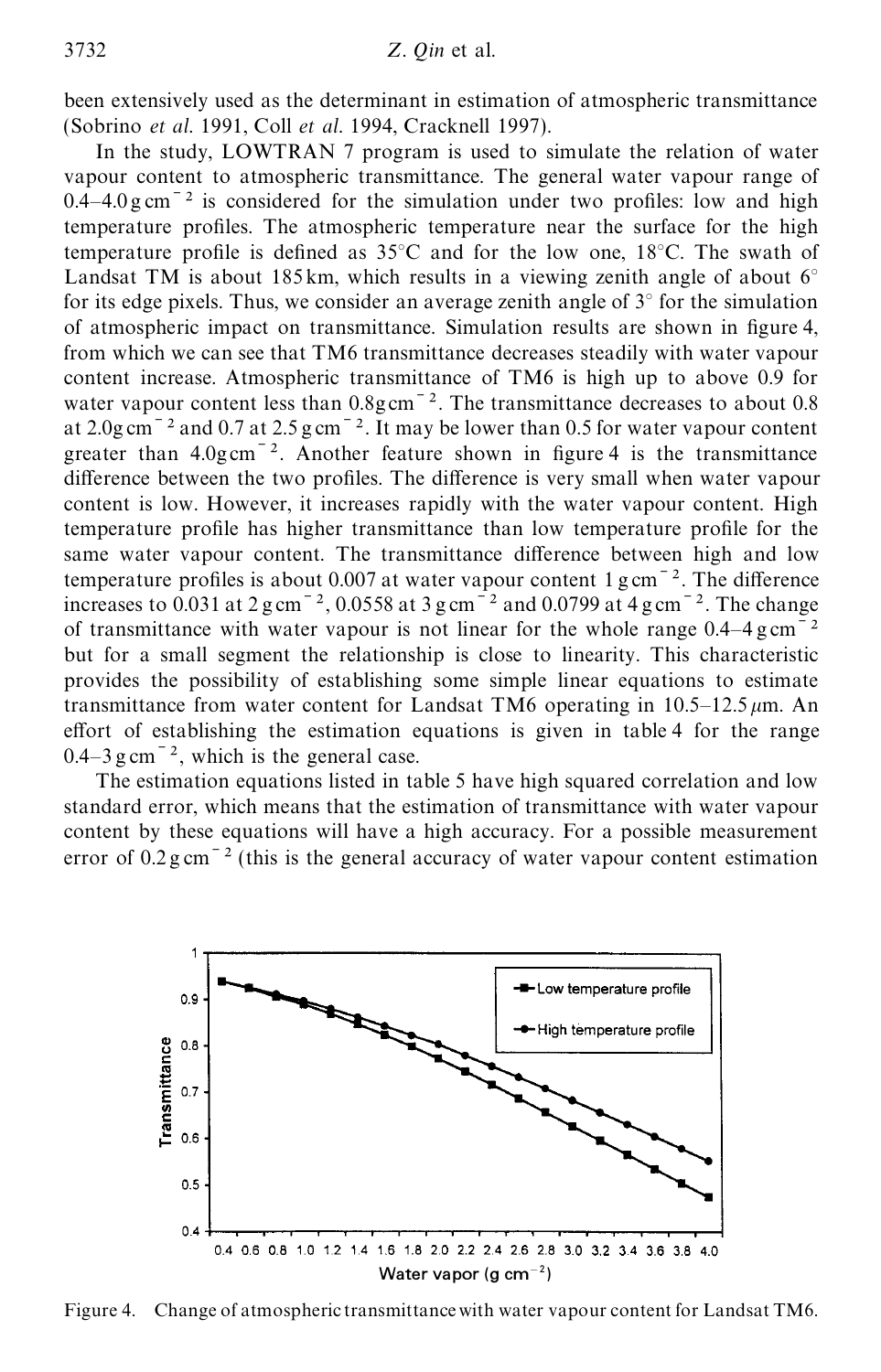been extensively used as the determinant in estimation of atmospheric transmittance (Sobrino *et al.* 1991, Coll *et al.* 1994, Cracknell 1997).

In the study, LOWTRAN 7 program is used to simulate the relation of water vapour content to atmospheric transmittance. The general water vapour range of 0.4–4.0 g cm$^{-2}$ is considered for the simulation under two profiles: low and high temperature profiles. The atmospheric temperature near the surface for the high temperature profile is defined as 35°C and for the low one, 18°C. The swath of Landsat TM is about 185 km, which results in a viewing zenith angle of about 6° for its edge pixels. Thus, we consider an average zenith angle of 3° for the simulation of atmospheric impact on transmittance. Simulation results are shown in figure 4, from which we can see that TM6 transmittance decreases steadily with water vapour content increase. Atmospheric transmittance of TM6 is high up to above 0.9 for water vapour content less than 0.8 g cm$^{-2}$. The transmittance decreases to about 0.8 at 2.0 g cm$^{-2}$ and 0.7 at 2.5 g cm$^{-2}$. It may be lower than 0.5 for water vapour content greater than 4.0 g cm$^{-2}$. Another feature shown in figure 4 is the transmittance difference between the two profiles. The difference is very small when water vapour content is low. However, it increases rapidly with the water vapour content. High temperature profile has higher transmittance than low temperature profile for the same water vapour content. The transmittance difference between high and low temperature profiles is about 0.007 at water vapour content 1 g cm$^{-2}$. The difference increases to 0.031 at 2 g cm$^{-2}$, 0.0558 at 3 g cm$^{-2}$ and 0.0799 at 4 g cm$^{-2}$. The change of transmittance with water vapour is not linear for the whole range 0.4–4 g cm$^{-2}$ but for a small segment the relationship is close to linearity. This characteristic provides the possibility of establishing some simple linear equations to estimate transmittance from water content for Landsat TM6 operating in 10.5–12.5 $\mu$m. An effort of establishing the estimation equations is given in table 4 for the range 0.4–3 g cm$^{-2}$, which is the general case.

The estimation equations listed in table 5 have high squared correlation and low standard error, which means that the estimation of transmittance with water vapour content by these equations will have a high accuracy. For a possible measurement error of 0.2 g cm$^{-2}$ (this is the general accuracy of water vapour content estimation

Figure 4. Change of atmospheric transmittance with water vapour content for Landsat TM6.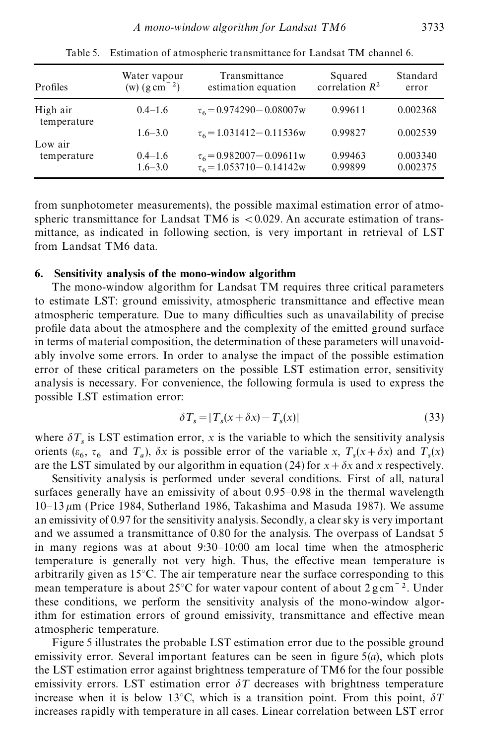Table 5. Estimation of atmospheric transmittance for Landsat TM channel 6.

| Profiles | Water vapour (w) (g cm$^{-2}$) | Transmittance estimation equation | Squared correlation $R^2$ | Standard error |
|---|---|---|---|---|
| High air temperature | 0.4–1.6 | $\tau_6 = 0.974290 - 0.08007\text{w}$ | 0.99611 | 0.002368 |
| | 1.6–3.0 | $\tau_6 = 1.031412 - 0.11536\text{w}$ | 0.99827 | 0.002539 |
| Low air temperature | 0.4–1.6 | $\tau_6 = 0.982007 - 0.09611\text{w}$ | 0.99463 | 0.003340 |
| | 1.6–3.0 | $\tau_6 = 1.053710 - 0.14142\text{w}$ | 0.99899 | 0.002375 |

from sunphotometer measurements), the possible maximal estimation error of atmospheric transmittance for Landsat TM6 is $<0.029$. An accurate estimation of transmittance, as indicated in following section, is very important in retrieval of LST from Landsat TM6 data.

## 6. Sensitivity analysis of the mono-window algorithm

The mono-window algorithm for Landsat TM requires three critical parameters to estimate LST: ground emissivity, atmospheric transmittance and effective mean atmospheric temperature. Due to many difficulties such as unavailability of precise profile data about the atmosphere and the complexity of the emitted ground surface in terms of material composition, the determination of these parameters will unavoidably involve some errors. In order to analyse the impact of the possible estimation error of these critical parameters on the possible LST estimation error, sensitivity analysis is necessary. For convenience, the following formula is used to express the possible LST estimation error:

$$\delta T_s = |T_s(x + \delta x) - T_s(x)| \tag{33}$$

where $\delta T_s$ is LST estimation error, $x$ is the variable to which the sensitivity analysis orients ($\varepsilon_6$, $\tau_6$ and $T_a$), $\delta x$ is possible error of the variable $x$, $T_s(x + \delta x)$ and $T_s(x)$ are the LST simulated by our algorithm in equation (24) for $x + \delta x$ and $x$ respectively.

Sensitivity analysis is performed under several conditions. First of all, natural surfaces generally have an emissivity of about 0.95–0.98 in the thermal wavelength 10–13 μm (Price 1984, Sutherland 1986, Takashima and Masuda 1987). We assume an emissivity of 0.97 for the sensitivity analysis. Secondly, a clear sky is very important and we assumed a transmittance of 0.80 for the analysis. The overpass of Landsat 5 in many regions was at about 9:30–10:00 am local time when the atmospheric temperature is generally not very high. Thus, the effective mean temperature is arbitrarily given as 15°C. The air temperature near the surface corresponding to this mean temperature is about 25°C for water vapour content of about 2 g cm$^{-2}$. Under these conditions, we perform the sensitivity analysis of the mono-window algorithm for estimation errors of ground emissivity, transmittance and effective mean atmospheric temperature.

Figure 5 illustrates the probable LST estimation error due to the possible ground emissivity error. Several important features can be seen in figure 5(*a*), which plots the LST estimation error against brightness temperature of TM6 for the four possible emissivity errors. LST estimation error $\delta T$ decreases with brightness temperature increase when it is below 13°C, which is a transition point. From this point, $\delta T$ increases rapidly with temperature in all cases. Linear correlation between LST error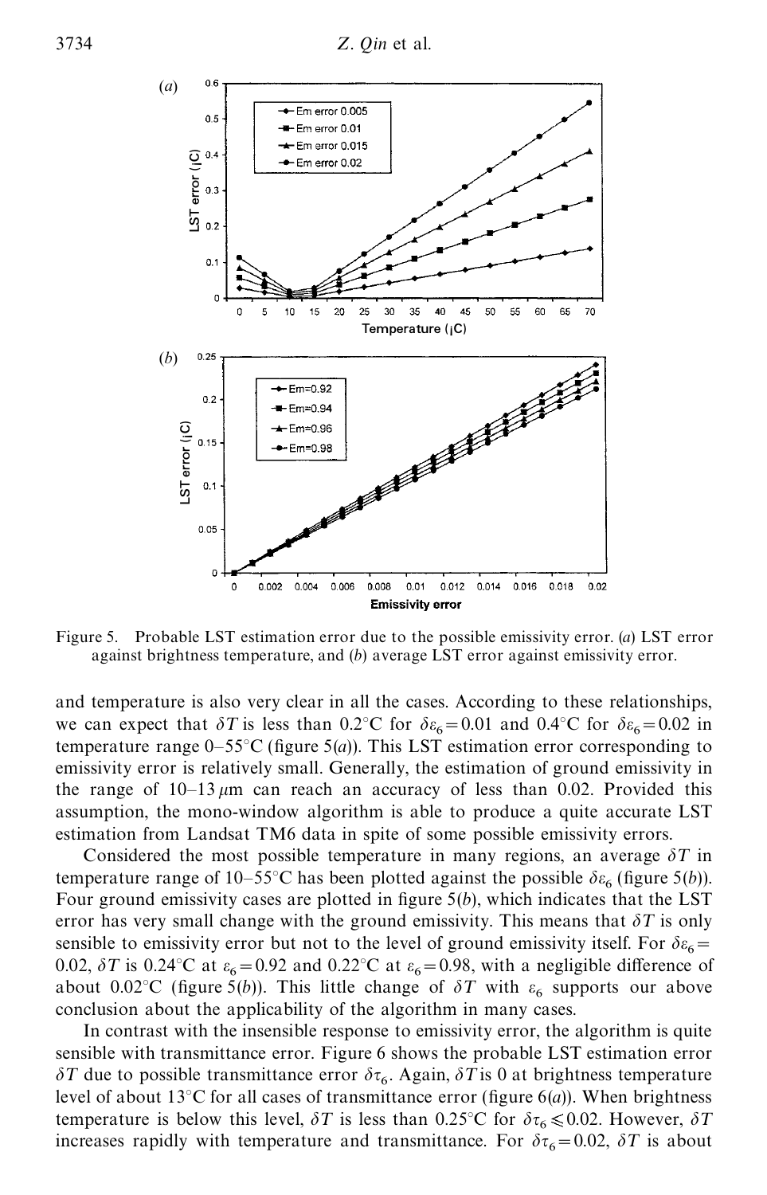Figure 5. Probable LST estimation error due to the possible emissivity error. (*a*) LST error against brightness temperature, and (*b*) average LST error against emissivity error.

and temperature is also very clear in all the cases. According to these relationships, we can expect that $\delta T$ is less than 0.2°C for $\delta\varepsilon_6 = 0.01$ and 0.4°C for $\delta\varepsilon_6 = 0.02$ in temperature range 0–55°C (figure 5(*a*)). This LST estimation error corresponding to emissivity error is relatively small. Generally, the estimation of ground emissivity in the range of 10–13 $\mu$m can reach an accuracy of less than 0.02. Provided this assumption, the mono-window algorithm is able to produce a quite accurate LST estimation from Landsat TM6 data in spite of some possible emissivity errors.

Considered the most possible temperature in many regions, an average $\delta T$ in temperature range of 10–55°C has been plotted against the possible $\delta\varepsilon_6$ (figure 5(*b*)). Four ground emissivity cases are plotted in figure 5(*b*), which indicates that the LST error has very small change with the ground emissivity. This means that $\delta T$ is only sensible to emissivity error but not to the level of ground emissivity itself. For $\delta\varepsilon_6 = 0.02$, $\delta T$ is 0.24°C at $\varepsilon_6 = 0.92$ and 0.22°C at $\varepsilon_6 = 0.98$, with a negligible difference of about 0.02°C (figure 5(*b*)). This little change of $\delta T$ with $\varepsilon_6$ supports our above conclusion about the applicability of the algorithm in many cases.

In contrast with the insensible response to emissivity error, the algorithm is quite sensible with transmittance error. Figure 6 shows the probable LST estimation error $\delta T$ due to possible transmittance error $\delta\tau_6$. Again, $\delta T$ is 0 at brightness temperature level of about 13°C for all cases of transmittance error (figure 6(*a*)). When brightness temperature is below this level, $\delta T$ is less than 0.25°C for $\delta\tau_6 \leqslant 0.02$. However, $\delta T$ increases rapidly with temperature and transmittance. For $\delta\tau_6 = 0.02$, $\delta T$ is about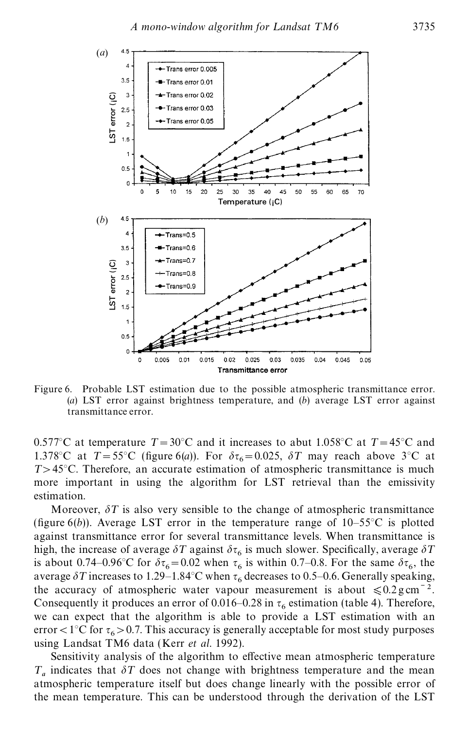Figure 6. Probable LST estimation due to the possible atmospheric transmittance error. (*a*) LST error against brightness temperature, and (*b*) average LST error against transmittance error.

0.577°C at temperature $T = 30$°C and it increases to abut 1.058°C at $T = 45$°C and 1.378°C at $T = 55$°C (figure 6(*a*)). For $\delta\tau_6 = 0.025$, $\delta T$ may reach above 3°C at $T > 45$°C. Therefore, an accurate estimation of atmospheric transmittance is much more important in using the algorithm for LST retrieval than the emissivity estimation.

Moreover, $\delta T$ is also very sensible to the change of atmospheric transmittance (figure 6(*b*)). Average LST error in the temperature range of 10–55°C is plotted against transmittance error for several transmittance levels. When transmittance is high, the increase of average $\delta T$ against $\delta\tau_6$ is much slower. Specifically, average $\delta T$ is about 0.74–0.96°C for $\delta\tau_6 = 0.02$ when $\tau_6$ is within 0.7–0.8. For the same $\delta\tau_6$, the average $\delta T$ increases to 1.29–1.84°C when $\tau_6$ decreases to 0.5–0.6. Generally speaking, the accuracy of atmospheric water vapour measurement is about $\leqslant 0.2\,\mathrm{g\,cm^{-2}}$. Consequently it produces an error of 0.016–0.28 in $\tau_6$ estimation (table 4). Therefore, we can expect that the algorithm is able to provide a LST estimation with an error $< 1$°C for $\tau_6 > 0.7$. This accuracy is generally acceptable for most study purposes using Landsat TM6 data (Kerr *et al.* 1992).

Sensitivity analysis of the algorithm to effective mean atmospheric temperature $T_a$ indicates that $\delta T$ does not change with brightness temperature and the mean atmospheric temperature itself but does change linearly with the possible error of the mean temperature. This can be understood through the derivation of the LST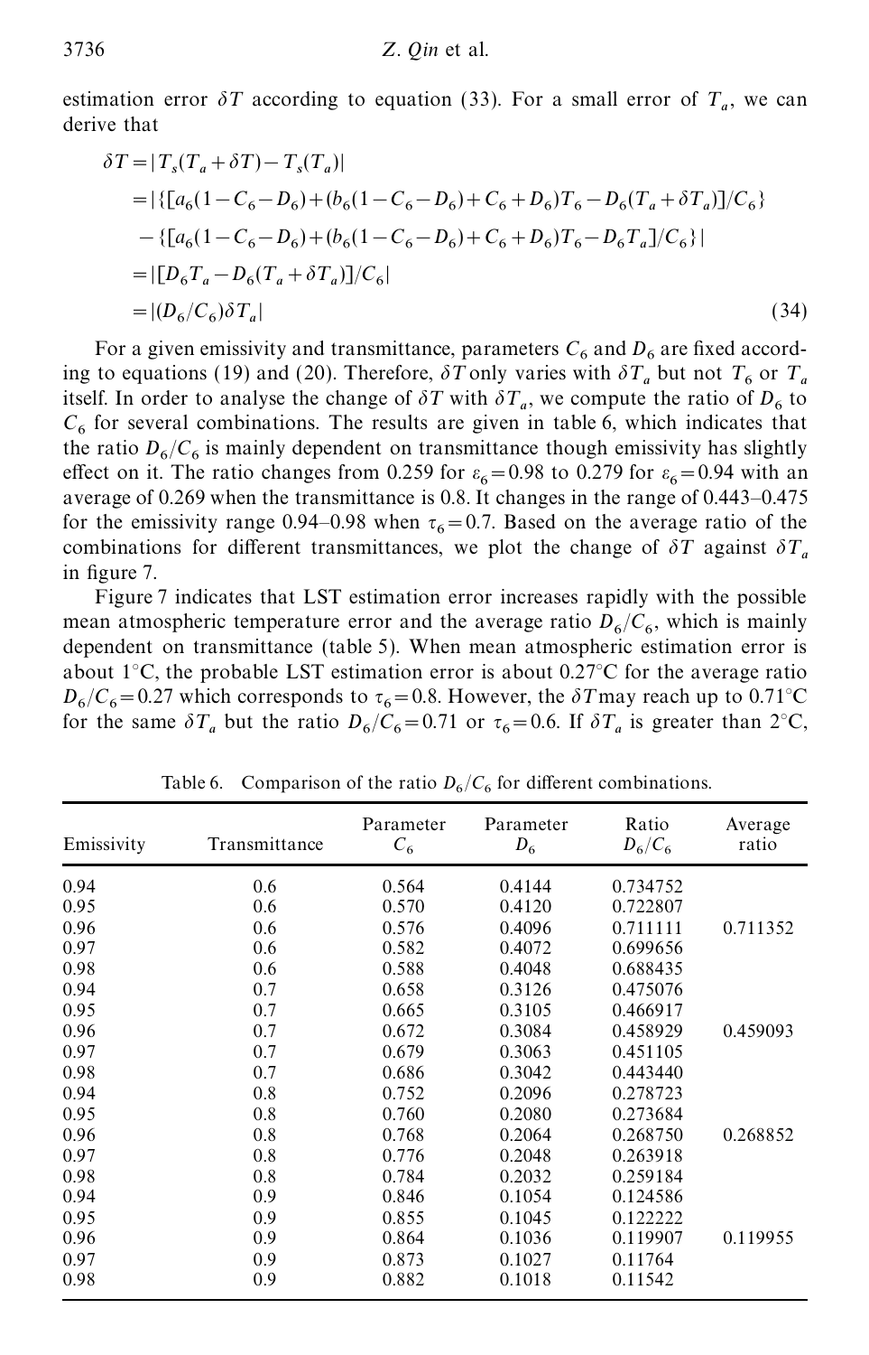estimation error $\delta T$ according to equation (33). For a small error of $T_a$, we can derive that

$$
\begin{aligned}
\delta T &= |T_s(T_a + \delta T) - T_s(T_a)| \\
&= |\{[a_6(1-C_6-D_6) + (b_6(1-C_6-D_6) + C_6 + D_6)T_6 - D_6(T_a + \delta T_a)]/C_6\} \\
&\quad - \{[a_6(1-C_6-D_6) + (b_6(1-C_6-D_6) + C_6 + D_6)T_6 - D_6 T_a]/C_6\}| \\
&= |[D_6 T_a - D_6(T_a + \delta T_a)]/C_6| \\
&= |(D_6/C_6)\delta T_a|
\end{aligned}
\tag{34}
$$

For a given emissivity and transmittance, parameters $C_6$ and $D_6$ are fixed according to equations (19) and (20). Therefore, $\delta T$ only varies with $\delta T_a$ but not $T_6$ or $T_a$ itself. In order to analyse the change of $\delta T$ with $\delta T_a$, we compute the ratio of $D_6$ to $C_6$ for several combinations. The results are given in table 6, which indicates that the ratio $D_6/C_6$ is mainly dependent on transmittance though emissivity has slightly effect on it. The ratio changes from 0.259 for $\varepsilon_6 = 0.98$ to 0.279 for $\varepsilon_6 = 0.94$ with an average of 0.269 when the transmittance is 0.8. It changes in the range of 0.443–0.475 for the emissivity range 0.94–0.98 when $\tau_6 = 0.7$. Based on the average ratio of the combinations for different transmittances, we plot the change of $\delta T$ against $\delta T_a$ in figure 7.

Figure 7 indicates that LST estimation error increases rapidly with the possible mean atmospheric temperature error and the average ratio $D_6/C_6$, which is mainly dependent on transmittance (table 5). When mean atmospheric estimation error is about 1°C, the probable LST estimation error is about 0.27°C for the average ratio $D_6/C_6 = 0.27$ which corresponds to $\tau_6 = 0.8$. However, the $\delta T$ may reach up to 0.71°C for the same $\delta T_a$ but the ratio $D_6/C_6 = 0.71$ or $\tau_6 = 0.6$. If $\delta T_a$ is greater than 2°C,

Table 6. Comparison of the ratio $D_6/C_6$ for different combinations.

| Emissivity | Transmittance | Parameter $C_6$ | Parameter $D_6$ | Ratio $D_6/C_6$ | Average ratio |
|---|---|---|---|---|---|
| 0.94 | 0.6 | 0.564 | 0.4144 | 0.734752 | |
| 0.95 | 0.6 | 0.570 | 0.4120 | 0.722807 | |
| 0.96 | 0.6 | 0.576 | 0.4096 | 0.711111 | 0.711352 |
| 0.97 | 0.6 | 0.582 | 0.4072 | 0.699656 | |
| 0.98 | 0.6 | 0.588 | 0.4048 | 0.688435 | |
| 0.94 | 0.7 | 0.658 | 0.3126 | 0.475076 | |
| 0.95 | 0.7 | 0.665 | 0.3105 | 0.466917 | |
| 0.96 | 0.7 | 0.672 | 0.3084 | 0.458929 | 0.459093 |
| 0.97 | 0.7 | 0.679 | 0.3063 | 0.451105 | |
| 0.98 | 0.7 | 0.686 | 0.3042 | 0.443440 | |
| 0.94 | 0.8 | 0.752 | 0.2096 | 0.278723 | |
| 0.95 | 0.8 | 0.760 | 0.2080 | 0.273684 | |
| 0.96 | 0.8 | 0.768 | 0.2064 | 0.268750 | 0.268852 |
| 0.97 | 0.8 | 0.776 | 0.2048 | 0.263918 | |
| 0.98 | 0.8 | 0.784 | 0.2032 | 0.259184 | |
| 0.94 | 0.9 | 0.846 | 0.1054 | 0.124586 | |
| 0.95 | 0.9 | 0.855 | 0.1045 | 0.122222 | |
| 0.96 | 0.9 | 0.864 | 0.1036 | 0.119907 | 0.119955 |
| 0.97 | 0.9 | 0.873 | 0.1027 | 0.11764 | |
| 0.98 | 0.9 | 0.882 | 0.1018 | 0.11542 | |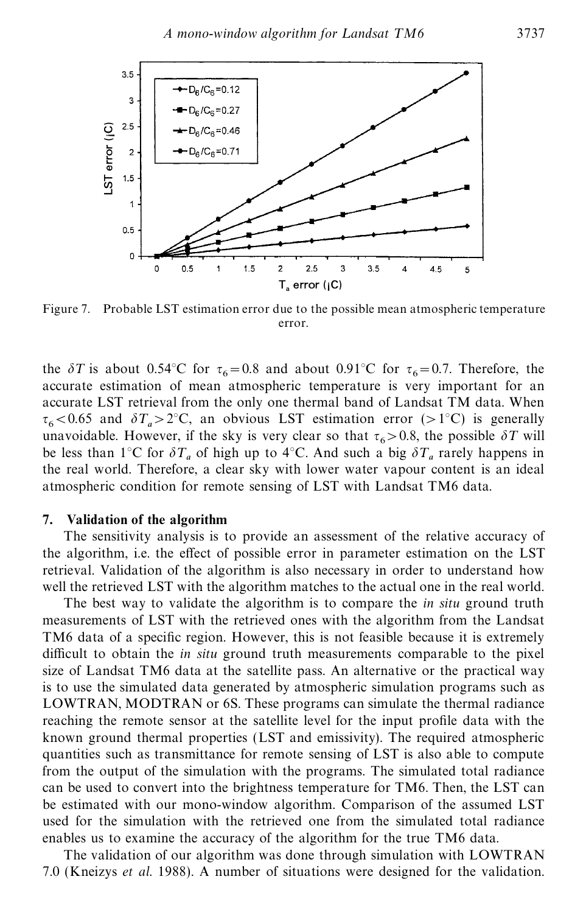Figure 7. Probable LST estimation error due to the possible mean atmospheric temperature error.

the $\delta T$ is about 0.54°C for $\tau_6 = 0.8$ and about 0.91°C for $\tau_6 = 0.7$. Therefore, the accurate estimation of mean atmospheric temperature is very important for an accurate LST retrieval from the only one thermal band of Landsat TM data. When $\tau_6 < 0.65$ and $\delta T_a > 2$°C, an obvious LST estimation error (>1°C) is generally unavoidable. However, if the sky is very clear so that $\tau_6 > 0.8$, the possible $\delta T$ will be less than 1°C for $\delta T_a$ of high up to 4°C. And such a big $\delta T_a$ rarely happens in the real world. Therefore, a clear sky with lower water vapour content is an ideal atmospheric condition for remote sensing of LST with Landsat TM6 data.

## 7. Validation of the algorithm

The sensitivity analysis is to provide an assessment of the relative accuracy of the algorithm, i.e. the effect of possible error in parameter estimation on the LST retrieval. Validation of the algorithm is also necessary in order to understand how well the retrieved LST with the algorithm matches to the actual one in the real world.

The best way to validate the algorithm is to compare the *in situ* ground truth measurements of LST with the retrieved ones with the algorithm from the Landsat TM6 data of a specific region. However, this is not feasible because it is extremely difficult to obtain the *in situ* ground truth measurements comparable to the pixel size of Landsat TM6 data at the satellite pass. An alternative or the practical way is to use the simulated data generated by atmospheric simulation programs such as LOWTRAN, MODTRAN or 6S. These programs can simulate the thermal radiance reaching the remote sensor at the satellite level for the input profile data with the known ground thermal properties (LST and emissivity). The required atmospheric quantities such as transmittance for remote sensing of LST is also able to compute from the output of the simulation with the programs. The simulated total radiance can be used to convert into the brightness temperature for TM6. Then, the LST can be estimated with our mono-window algorithm. Comparison of the assumed LST used for the simulation with the retrieved one from the simulated total radiance enables us to examine the accuracy of the algorithm for the true TM6 data.

The validation of our algorithm was done through simulation with LOWTRAN 7.0 (Kneizys *et al.* 1988). A number of situations were designed for the validation.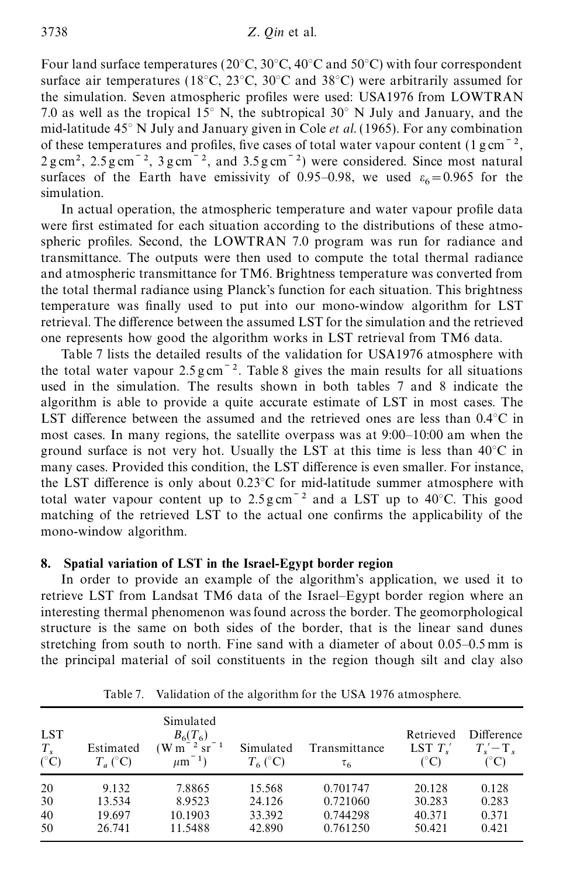Four land surface temperatures (20°C, 30°C, 40°C and 50°C) with four correspondent surface air temperatures (18°C, 23°C, 30°C and 38°C) were arbitrarily assumed for the simulation. Seven atmospheric profiles were used: USA1976 from LOWTRAN 7.0 as well as the tropical 15° N, the subtropical 30° N July and January, and the mid-latitude 45° N July and January given in Cole *et al.* (1965). For any combination of these temperatures and profiles, five cases of total water vapour content (1 g cm$^{-2}$, 2 g cm$^{2}$, 2.5 g cm$^{-2}$, 3 g cm$^{-2}$, and 3.5 g cm$^{-2}$) were considered. Since most natural surfaces of the Earth have emissivity of 0.95–0.98, we used $\varepsilon_6 = 0.965$ for the simulation.

In actual operation, the atmospheric temperature and water vapour profile data were first estimated for each situation according to the distributions of these atmospheric profiles. Second, the LOWTRAN 7.0 program was run for radiance and transmittance. The outputs were then used to compute the total thermal radiance and atmospheric transmittance for TM6. Brightness temperature was converted from the total thermal radiance using Planck's function for each situation. This brightness temperature was finally used to put into our mono-window algorithm for LST retrieval. The difference between the assumed LST for the simulation and the retrieved one represents how good the algorithm works in LST retrieval from TM6 data.

Table 7 lists the detailed results of the validation for USA1976 atmosphere with the total water vapour 2.5 g cm$^{-2}$. Table 8 gives the main results for all situations used in the simulation. The results shown in both tables 7 and 8 indicate the algorithm is able to provide a quite accurate estimate of LST in most cases. The LST difference between the assumed and the retrieved ones are less than 0.4°C in most cases. In many regions, the satellite overpass was at 9:00–10:00 am when the ground surface is not very hot. Usually the LST at this time is less than 40°C in many cases. Provided this condition, the LST difference is even smaller. For instance, the LST difference is only about 0.23°C for mid-latitude summer atmosphere with total water vapour content up to 2.5 g cm$^{-2}$ and a LST up to 40°C. This good matching of the retrieved LST to the actual one confirms the applicability of the mono-window algorithm.

## 8. Spatial variation of LST in the Israel-Egypt border region

In order to provide an example of the algorithm's application, we used it to retrieve LST from Landsat TM6 data of the Israel–Egypt border region where an interesting thermal phenomenon was found across the border. The geomorphological structure is the same on both sides of the border, that is the linear sand dunes stretching from south to north. Fine sand with a diameter of about 0.05–0.5 mm is the principal material of soil constituents in the region though silt and clay also

Table 7. Validation of the algorithm for the USA 1976 atmosphere.

| LST $T_s$ (°C) | Estimated $T_a$ (°C) | Simulated $B_6(T_6)$ (W m$^{-2}$ sr$^{-1}$ $\mu$m$^{-1}$) | Simulated $T_6$ (°C) | Transmittance $\tau_6$ | Retrieved LST $T_s'$ (°C) | Difference $T_s' - T_s$ (°C) |
|---|---|---|---|---|---|---|
| 20 | 9.132 | 7.8865 | 15.568 | 0.701747 | 20.128 | 0.128 |
| 30 | 13.534 | 8.9523 | 24.126 | 0.721060 | 30.283 | 0.283 |
| 40 | 19.697 | 10.1903 | 33.392 | 0.744298 | 40.371 | 0.371 |
| 50 | 26.741 | 11.5488 | 42.890 | 0.761250 | 50.421 | 0.421 |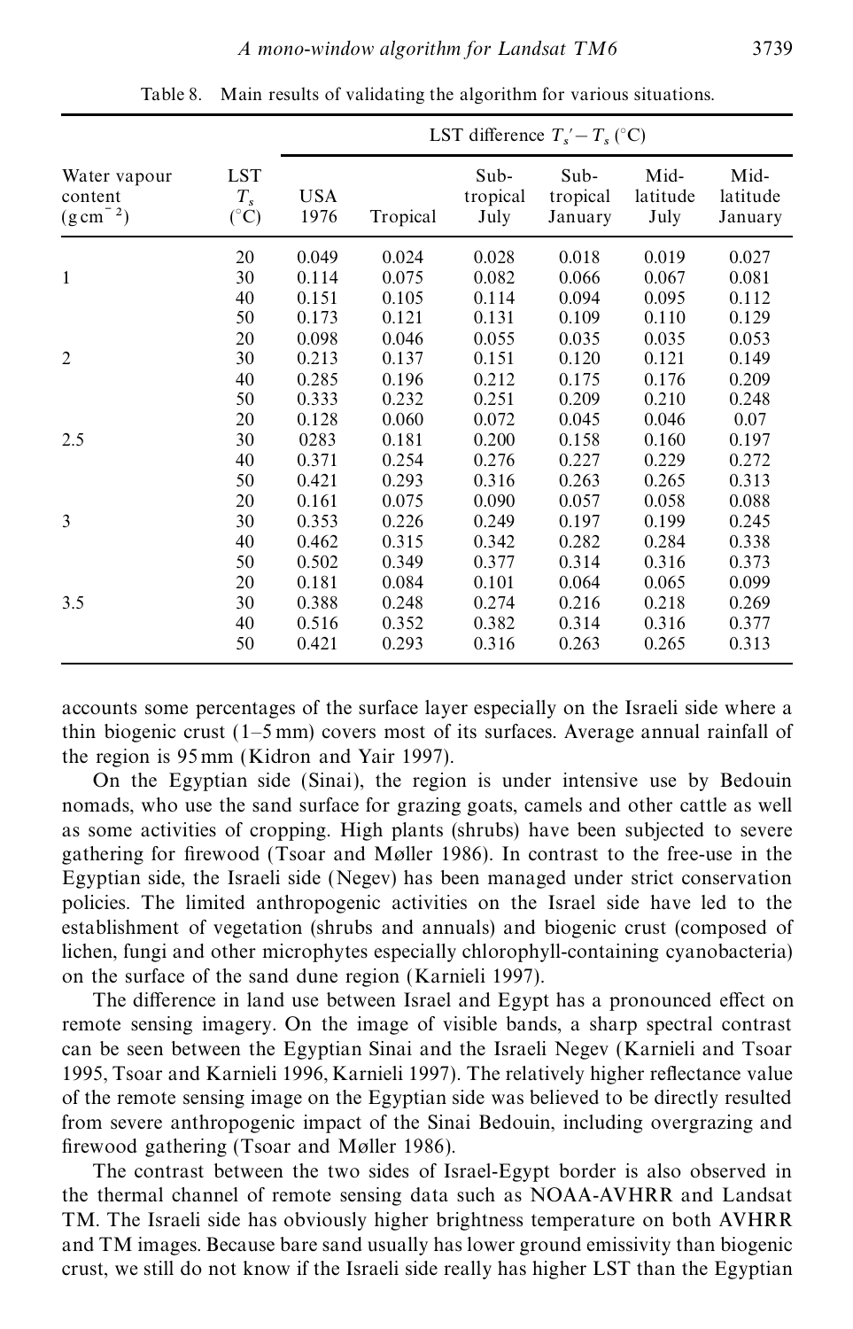Table 8. Main results of validating the algorithm for various situations.

| Water vapour content ($g\,cm^{-2}$) | LST $T_s$ (°C) | LST difference $T_s' - T_s$ (°C) | | | | | |
|---|---|---|---|---|---|---|---|
| | | USA 1976 | Tropical | Sub-tropical July | Sub-tropical January | Mid-latitude July | Mid-latitude January |
| | 20 | 0.049 | 0.024 | 0.028 | 0.018 | 0.019 | 0.027 |
| 1 | 30 | 0.114 | 0.075 | 0.082 | 0.066 | 0.067 | 0.081 |
| | 40 | 0.151 | 0.105 | 0.114 | 0.094 | 0.095 | 0.112 |
| | 50 | 0.173 | 0.121 | 0.131 | 0.109 | 0.110 | 0.129 |
| | 20 | 0.098 | 0.046 | 0.055 | 0.035 | 0.035 | 0.053 |
| 2 | 30 | 0.213 | 0.137 | 0.151 | 0.120 | 0.121 | 0.149 |
| | 40 | 0.285 | 0.196 | 0.212 | 0.175 | 0.176 | 0.209 |
| | 50 | 0.333 | 0.232 | 0.251 | 0.209 | 0.210 | 0.248 |
| | 20 | 0.128 | 0.060 | 0.072 | 0.045 | 0.046 | 0.07 |
| 2.5 | 30 | 0283 | 0.181 | 0.200 | 0.158 | 0.160 | 0.197 |
| | 40 | 0.371 | 0.254 | 0.276 | 0.227 | 0.229 | 0.272 |
| | 50 | 0.421 | 0.293 | 0.316 | 0.263 | 0.265 | 0.313 |
| | 20 | 0.161 | 0.075 | 0.090 | 0.057 | 0.058 | 0.088 |
| 3 | 30 | 0.353 | 0.226 | 0.249 | 0.197 | 0.199 | 0.245 |
| | 40 | 0.462 | 0.315 | 0.342 | 0.282 | 0.284 | 0.338 |
| | 50 | 0.502 | 0.349 | 0.377 | 0.314 | 0.316 | 0.373 |
| | 20 | 0.181 | 0.084 | 0.101 | 0.064 | 0.065 | 0.099 |
| 3.5 | 30 | 0.388 | 0.248 | 0.274 | 0.216 | 0.218 | 0.269 |
| | 40 | 0.516 | 0.352 | 0.382 | 0.314 | 0.316 | 0.377 |
| | 50 | 0.421 | 0.293 | 0.316 | 0.263 | 0.265 | 0.313 |

accounts some percentages of the surface layer especially on the Israeli side where a thin biogenic crust (1–5 mm) covers most of its surfaces. Average annual rainfall of the region is 95 mm (Kidron and Yair 1997).

On the Egyptian side (Sinai), the region is under intensive use by Bedouin nomads, who use the sand surface for grazing goats, camels and other cattle as well as some activities of cropping. High plants (shrubs) have been subjected to severe gathering for firewood (Tsoar and Møller 1986). In contrast to the free-use in the Egyptian side, the Israeli side (Negev) has been managed under strict conservation policies. The limited anthropogenic activities on the Israel side have led to the establishment of vegetation (shrubs and annuals) and biogenic crust (composed of lichen, fungi and other microphytes especially chlorophyll-containing cyanobacteria) on the surface of the sand dune region (Karnieli 1997).

The difference in land use between Israel and Egypt has a pronounced effect on remote sensing imagery. On the image of visible bands, a sharp spectral contrast can be seen between the Egyptian Sinai and the Israeli Negev (Karnieli and Tsoar 1995, Tsoar and Karnieli 1996, Karnieli 1997). The relatively higher reflectance value of the remote sensing image on the Egyptian side was believed to be directly resulted from severe anthropogenic impact of the Sinai Bedouin, including overgrazing and firewood gathering (Tsoar and Møller 1986).

The contrast between the two sides of Israel-Egypt border is also observed in the thermal channel of remote sensing data such as NOAA-AVHRR and Landsat TM. The Israeli side has obviously higher brightness temperature on both AVHRR and TM images. Because bare sand usually has lower ground emissivity than biogenic crust, we still do not know if the Israeli side really has higher LST than the Egyptian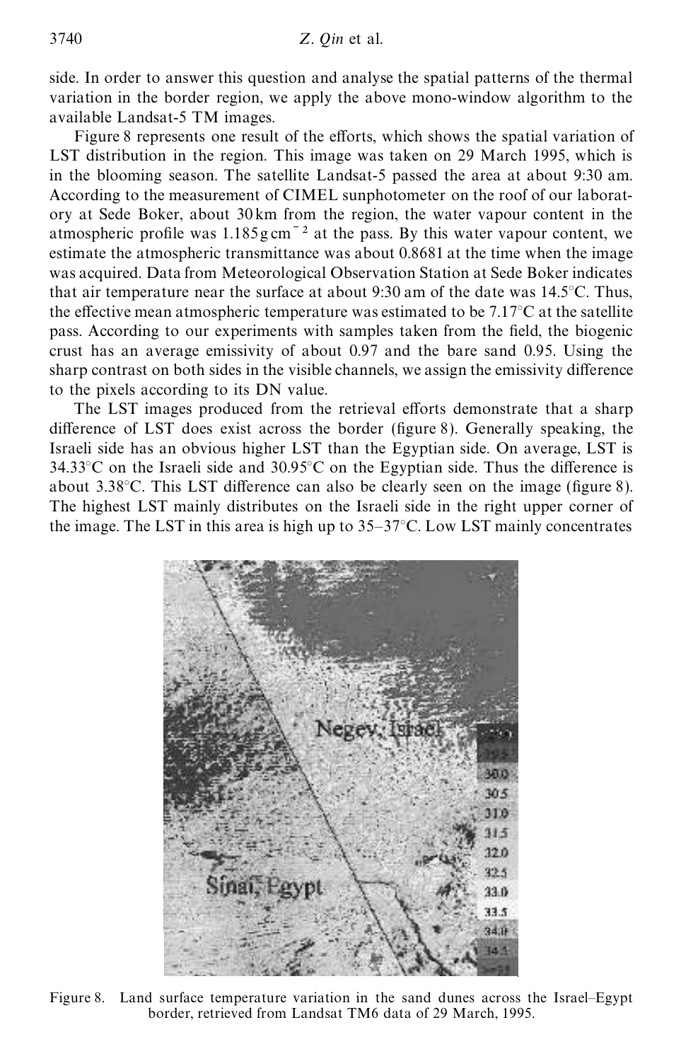side. In order to answer this question and analyse the spatial patterns of the thermal variation in the border region, we apply the above mono-window algorithm to the available Landsat-5 TM images.

Figure 8 represents one result of the efforts, which shows the spatial variation of LST distribution in the region. This image was taken on 29 March 1995, which is in the blooming season. The satellite Landsat-5 passed the area at about 9:30 am. According to the measurement of CIMEL sunphotometer on the roof of our laboratory at Sede Boker, about 30 km from the region, the water vapour content in the atmospheric profile was $1.185\,g\,cm^{-2}$ at the pass. By this water vapour content, we estimate the atmospheric transmittance was about 0.8681 at the time when the image was acquired. Data from Meteorological Observation Station at Sede Boker indicates that air temperature near the surface at about 9:30 am of the date was 14.5°C. Thus, the effective mean atmospheric temperature was estimated to be 7.17°C at the satellite pass. According to our experiments with samples taken from the field, the biogenic crust has an average emissivity of about 0.97 and the bare sand 0.95. Using the sharp contrast on both sides in the visible channels, we assign the emissivity difference to the pixels according to its DN value.

The LST images produced from the retrieval efforts demonstrate that a sharp difference of LST does exist across the border (figure 8). Generally speaking, the Israeli side has an obvious higher LST than the Egyptian side. On average, LST is 34.33°C on the Israeli side and 30.95°C on the Egyptian side. Thus the difference is about 3.38°C. This LST difference can also be clearly seen on the image (figure 8). The highest LST mainly distributes on the Israeli side in the right upper corner of the image. The LST in this area is high up to 35–37°C. Low LST mainly concentrates

Figure 8. Land surface temperature variation in the sand dunes across the Israel–Egypt border, retrieved from Landsat TM6 data of 29 March, 1995.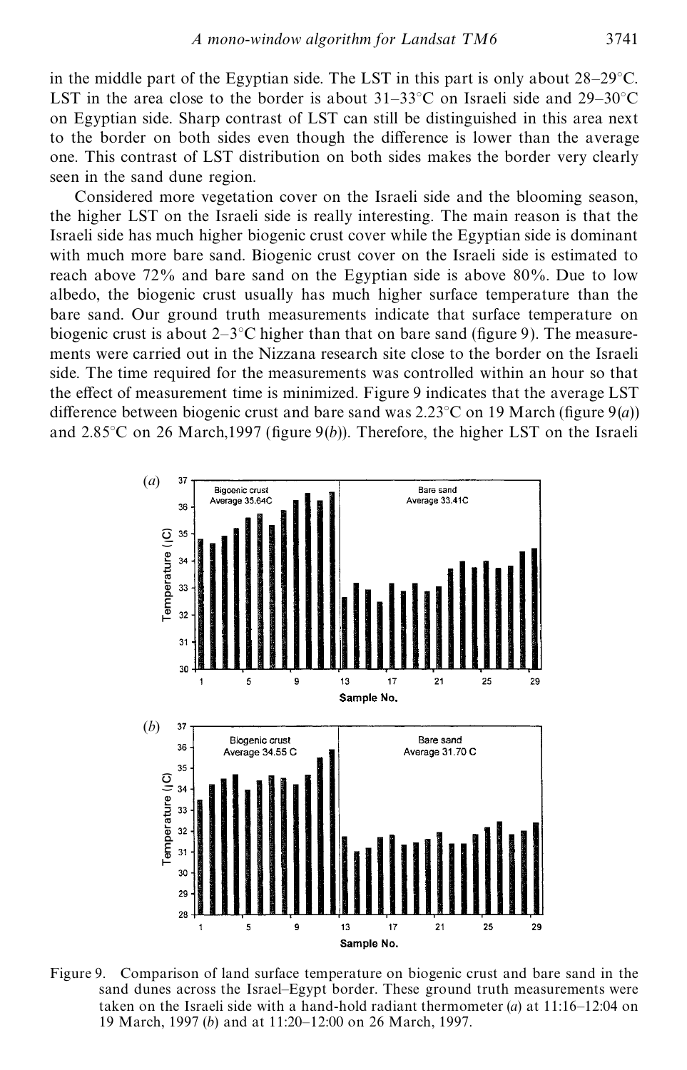in the middle part of the Egyptian side. The LST in this part is only about 28–29°C. LST in the area close to the border is about 31–33°C on Israeli side and 29–30°C on Egyptian side. Sharp contrast of LST can still be distinguished in this area next to the border on both sides even though the difference is lower than the average one. This contrast of LST distribution on both sides makes the border very clearly seen in the sand dune region.

Considered more vegetation cover on the Israeli side and the blooming season, the higher LST on the Israeli side is really interesting. The main reason is that the Israeli side has much higher biogenic crust cover while the Egyptian side is dominant with much more bare sand. Biogenic crust cover on the Israeli side is estimated to reach above 72% and bare sand on the Egyptian side is above 80%. Due to low albedo, the biogenic crust usually has much higher surface temperature than the bare sand. Our ground truth measurements indicate that surface temperature on biogenic crust is about 2–3°C higher than that on bare sand (figure 9). The measurements were carried out in the Nizzana research site close to the border on the Israeli side. The time required for the measurements was controlled within an hour so that the effect of measurement time is minimized. Figure 9 indicates that the average LST difference between biogenic crust and bare sand was 2.23°C on 19 March (figure 9(*a*)) and 2.85°C on 26 March,1997 (figure 9(*b*)). Therefore, the higher LST on the Israeli

Figure 9. Comparison of land surface temperature on biogenic crust and bare sand in the sand dunes across the Israel–Egypt border. These ground truth measurements were taken on the Israeli side with a hand-hold radiant thermometer (*a*) at 11:16–12:04 on 19 March, 1997 (*b*) and at 11:20–12:00 on 26 March, 1997.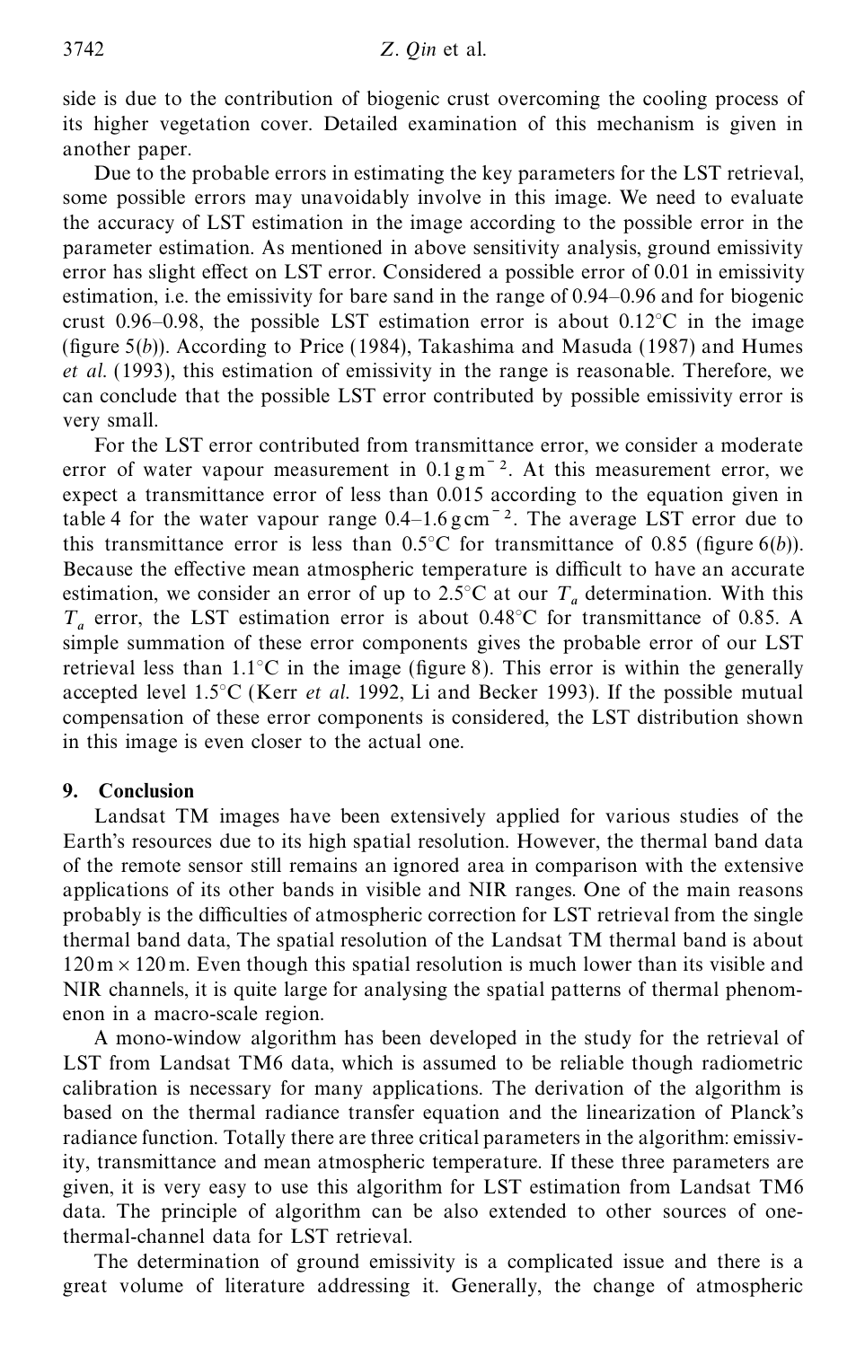side is due to the contribution of biogenic crust overcoming the cooling process of its higher vegetation cover. Detailed examination of this mechanism is given in another paper.

Due to the probable errors in estimating the key parameters for the LST retrieval, some possible errors may unavoidably involve in this image. We need to evaluate the accuracy of LST estimation in the image according to the possible error in the parameter estimation. As mentioned in above sensitivity analysis, ground emissivity error has slight effect on LST error. Considered a possible error of 0.01 in emissivity estimation, i.e. the emissivity for bare sand in the range of 0.94–0.96 and for biogenic crust 0.96–0.98, the possible LST estimation error is about 0.12°C in the image (figure 5(*b*)). According to Price (1984), Takashima and Masuda (1987) and Humes *et al.* (1993), this estimation of emissivity in the range is reasonable. Therefore, we can conclude that the possible LST error contributed by possible emissivity error is very small.

For the LST error contributed from transmittance error, we consider a moderate error of water vapour measurement in $0.1\,\mathrm{g\,m^{-2}}$. At this measurement error, we expect a transmittance error of less than 0.015 according to the equation given in table 4 for the water vapour range $0.4$–$1.6\,\mathrm{g\,cm^{-2}}$. The average LST error due to this transmittance error is less than 0.5°C for transmittance of 0.85 (figure 6(*b*)). Because the effective mean atmospheric temperature is difficult to have an accurate estimation, we consider an error of up to 2.5°C at our $T_a$ determination. With this $T_a$ error, the LST estimation error is about 0.48°C for transmittance of 0.85. A simple summation of these error components gives the probable error of our LST retrieval less than 1.1°C in the image (figure 8). This error is within the generally accepted level 1.5°C (Kerr *et al.* 1992, Li and Becker 1993). If the possible mutual compensation of these error components is considered, the LST distribution shown in this image is even closer to the actual one.

## 9. Conclusion

Landsat TM images have been extensively applied for various studies of the Earth's resources due to its high spatial resolution. However, the thermal band data of the remote sensor still remains an ignored area in comparison with the extensive applications of its other bands in visible and NIR ranges. One of the main reasons probably is the difficulties of atmospheric correction for LST retrieval from the single thermal band data, The spatial resolution of the Landsat TM thermal band is about $120\,\mathrm{m} \times 120\,\mathrm{m}$. Even though this spatial resolution is much lower than its visible and NIR channels, it is quite large for analysing the spatial patterns of thermal phenomenon in a macro-scale region.

A mono-window algorithm has been developed in the study for the retrieval of LST from Landsat TM6 data, which is assumed to be reliable though radiometric calibration is necessary for many applications. The derivation of the algorithm is based on the thermal radiance transfer equation and the linearization of Planck's radiance function. Totally there are three critical parameters in the algorithm: emissivity, transmittance and mean atmospheric temperature. If these three parameters are given, it is very easy to use this algorithm for LST estimation from Landsat TM6 data. The principle of algorithm can be also extended to other sources of one-thermal-channel data for LST retrieval.

The determination of ground emissivity is a complicated issue and there is a great volume of literature addressing it. Generally, the change of atmospheric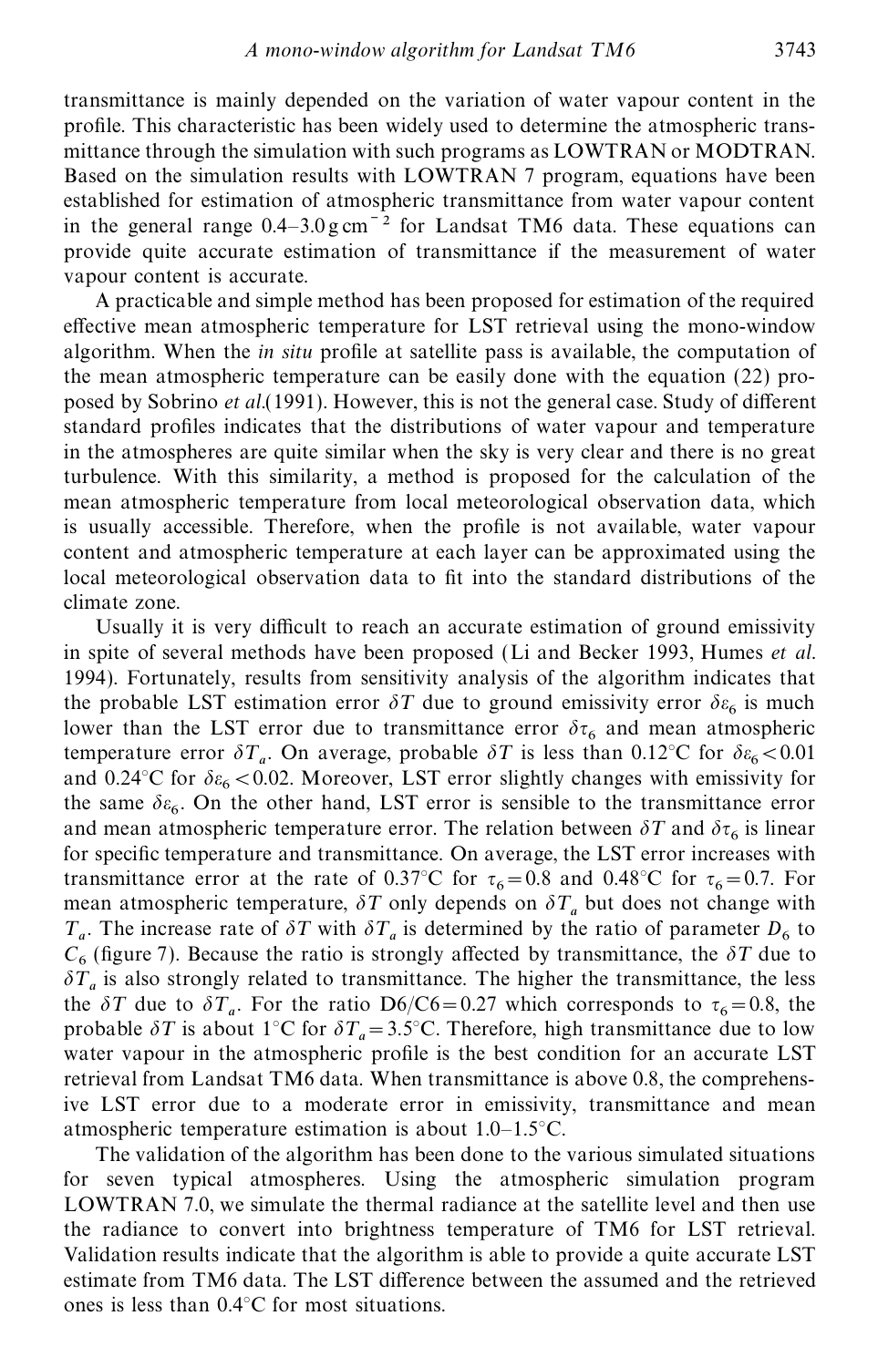transmittance is mainly depended on the variation of water vapour content in the profile. This characteristic has been widely used to determine the atmospheric transmittance through the simulation with such programs as LOWTRAN or MODTRAN. Based on the simulation results with LOWTRAN 7 program, equations have been established for estimation of atmospheric transmittance from water vapour content in the general range 0.4–3.0 g cm$^{-2}$ for Landsat TM6 data. These equations can provide quite accurate estimation of transmittance if the measurement of water vapour content is accurate.

A practicable and simple method has been proposed for estimation of the required effective mean atmospheric temperature for LST retrieval using the mono-window algorithm. When the *in situ* profile at satellite pass is available, the computation of the mean atmospheric temperature can be easily done with the equation (22) proposed by Sobrino *et al.*(1991). However, this is not the general case. Study of different standard profiles indicates that the distributions of water vapour and temperature in the atmospheres are quite similar when the sky is very clear and there is no great turbulence. With this similarity, a method is proposed for the calculation of the mean atmospheric temperature from local meteorological observation data, which is usually accessible. Therefore, when the profile is not available, water vapour content and atmospheric temperature at each layer can be approximated using the local meteorological observation data to fit into the standard distributions of the climate zone.

Usually it is very difficult to reach an accurate estimation of ground emissivity in spite of several methods have been proposed (Li and Becker 1993, Humes *et al.* 1994). Fortunately, results from sensitivity analysis of the algorithm indicates that the probable LST estimation error $\delta T$ due to ground emissivity error $\delta \varepsilon_6$ is much lower than the LST error due to transmittance error $\delta \tau_6$ and mean atmospheric temperature error $\delta T_a$. On average, probable $\delta T$ is less than 0.12°C for $\delta \varepsilon_6 < 0.01$ and 0.24°C for $\delta \varepsilon_6 < 0.02$. Moreover, LST error slightly changes with emissivity for the same $\delta \varepsilon_6$. On the other hand, LST error is sensible to the transmittance error and mean atmospheric temperature error. The relation between $\delta T$ and $\delta \tau_6$ is linear for specific temperature and transmittance. On average, the LST error increases with transmittance error at the rate of 0.37°C for $\tau_6 = 0.8$ and 0.48°C for $\tau_6 = 0.7$. For mean atmospheric temperature, $\delta T$ only depends on $\delta T_a$ but does not change with $T_a$. The increase rate of $\delta T$ with $\delta T_a$ is determined by the ratio of parameter $D_6$ to $C_6$ (figure 7). Because the ratio is strongly affected by transmittance, the $\delta T$ due to $\delta T_a$ is also strongly related to transmittance. The higher the transmittance, the less the $\delta T$ due to $\delta T_a$. For the ratio $D6/C6 = 0.27$ which corresponds to $\tau_6 = 0.8$, the probable $\delta T$ is about 1°C for $\delta T_a = 3.5$°C. Therefore, high transmittance due to low water vapour in the atmospheric profile is the best condition for an accurate LST retrieval from Landsat TM6 data. When transmittance is above 0.8, the comprehensive LST error due to a moderate error in emissivity, transmittance and mean atmospheric temperature estimation is about 1.0–1.5°C.

The validation of the algorithm has been done to the various simulated situations for seven typical atmospheres. Using the atmospheric simulation program LOWTRAN 7.0, we simulate the thermal radiance at the satellite level and then use the radiance to convert into brightness temperature of TM6 for LST retrieval. Validation results indicate that the algorithm is able to provide a quite accurate LST estimate from TM6 data. The LST difference between the assumed and the retrieved ones is less than 0.4°C for most situations.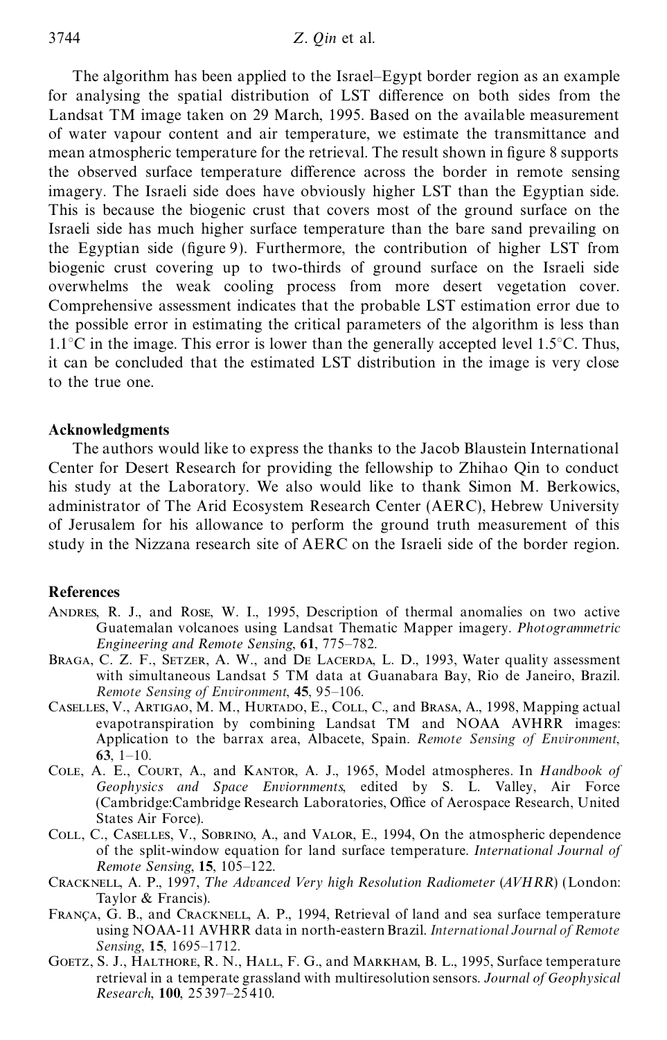The algorithm has been applied to the Israel–Egypt border region as an example for analysing the spatial distribution of LST difference on both sides from the Landsat TM image taken on 29 March, 1995. Based on the available measurement of water vapour content and air temperature, we estimate the transmittance and mean atmospheric temperature for the retrieval. The result shown in figure 8 supports the observed surface temperature difference across the border in remote sensing imagery. The Israeli side does have obviously higher LST than the Egyptian side. This is because the biogenic crust that covers most of the ground surface on the Israeli side has much higher surface temperature than the bare sand prevailing on the Egyptian side (figure 9). Furthermore, the contribution of higher LST from biogenic crust covering up to two-thirds of ground surface on the Israeli side overwhelms the weak cooling process from more desert vegetation cover. Comprehensive assessment indicates that the probable LST estimation error due to the possible error in estimating the critical parameters of the algorithm is less than 1.1°C in the image. This error is lower than the generally accepted level 1.5°C. Thus, it can be concluded that the estimated LST distribution in the image is very close to the true one.

## Acknowledgments

The authors would like to express the thanks to the Jacob Blaustein International Center for Desert Research for providing the fellowship to Zhihao Qin to conduct his study at the Laboratory. We also would like to thank Simon M. Berkowics, administrator of The Arid Ecosystem Research Center (AERC), Hebrew University of Jerusalem for his allowance to perform the ground truth measurement of this study in the Nizzana research site of AERC on the Israeli side of the border region.

## References

Andres, R. J., and Rose, W. I., 1995, Description of thermal anomalies on two active Guatemalan volcanoes using Landsat Thematic Mapper imagery. *Photogrammetric Engineering and Remote Sensing*, **61**, 775–782.

Braga, C. Z. F., Setzer, A. W., and De Lacerda, L. D., 1993, Water quality assessment with simultaneous Landsat 5 TM data at Guanabara Bay, Rio de Janeiro, Brazil. *Remote Sensing of Environment*, **45**, 95–106.

Caselles, V., Artigao, M. M., Hurtado, E., Coll, C., and Brasa, A., 1998, Mapping actual evapotranspiration by combining Landsat TM and NOAA AVHRR images: Application to the barrax area, Albacete, Spain. *Remote Sensing of Environment*, **63**, 1–10.

Cole, A. E., Court, A., and Kantor, A. J., 1965, Model atmospheres. In *Handbook of Geophysics and Space Enviornments*, edited by S. L. Valley, Air Force (Cambridge:Cambridge Research Laboratories, Office of Aerospace Research, United States Air Force).

Coll, C., Caselles, V., Sobrino, A., and Valor, E., 1994, On the atmospheric dependence of the split-window equation for land surface temperature. *International Journal of Remote Sensing*, **15**, 105–122.

Cracknell, A. P., 1997, *The Advanced Very high Resolution Radiometer* (*AVHRR*) (London: Taylor & Francis).

França, G. B., and Cracknell, A. P., 1994, Retrieval of land and sea surface temperature using NOAA-11 AVHRR data in north-eastern Brazil. *International Journal of Remote Sensing*, **15**, 1695–1712.

Goetz, S. J., Halthore, R. N., Hall, F. G., and Markham, B. L., 1995, Surface temperature retrieval in a temperate grassland with multiresolution sensors. *Journal of Geophysical Research*, **100**, 25 397–25 410.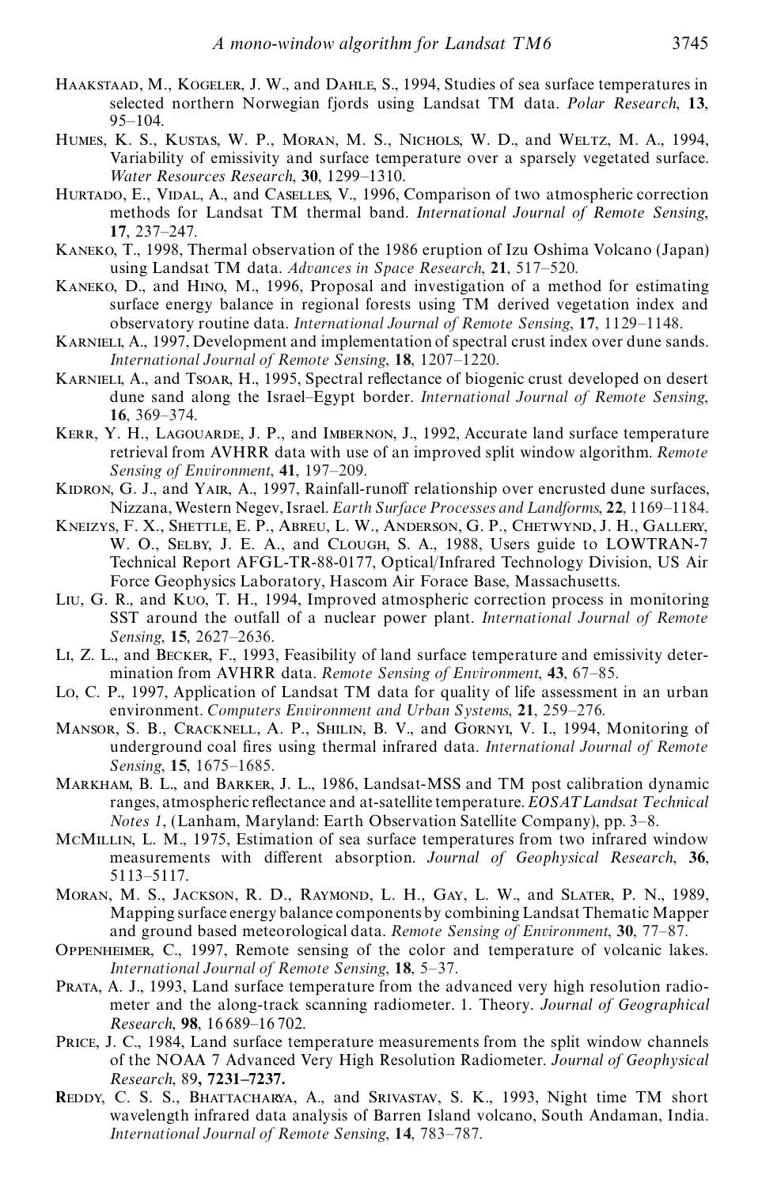Haakstaad, M., Kogeler, J. W., and Dahle, S., 1994, Studies of sea surface temperatures in selected northern Norwegian fjords using Landsat TM data. *Polar Research*, **13**, 95–104.

Humes, K. S., Kustas, W. P., Moran, M. S., Nichols, W. D., and Weltz, M. A., 1994, Variability of emissivity and surface temperature over a sparsely vegetated surface. *Water Resources Research*, **30**, 1299–1310.

Hurtado, E., Vidal, A., and Caselles, V., 1996, Comparison of two atmospheric correction methods for Landsat TM thermal band. *International Journal of Remote Sensing*, **17**, 237–247.

Kaneko, T., 1998, Thermal observation of the 1986 eruption of Izu Oshima Volcano (Japan) using Landsat TM data. *Advances in Space Research*, **21**, 517–520.

Kaneko, D., and Hino, M., 1996, Proposal and investigation of a method for estimating surface energy balance in regional forests using TM derived vegetation index and observatory routine data. *International Journal of Remote Sensing*, **17**, 1129–1148.

Karnieli, A., 1997, Development and implementation of spectral crust index over dune sands. *International Journal of Remote Sensing*, **18**, 1207–1220.

Karnieli, A., and Tsoar, H., 1995, Spectral reflectance of biogenic crust developed on desert dune sand along the Israel–Egypt border. *International Journal of Remote Sensing*, **16**, 369–374.

Kerr, Y. H., Lagouarde, J. P., and Imbernon, J., 1992, Accurate land surface temperature retrieval from AVHRR data with use of an improved split window algorithm. *Remote Sensing of Environment*, **41**, 197–209.

Kidron, G. J., and Yair, A., 1997, Rainfall-runoff relationship over encrusted dune surfaces, Nizzana, Western Negev, Israel. *Earth Surface Processes and Landforms*, **22**, 1169–1184.

Kneizys, F. X., Shettle, E. P., Abreu, L. W., Anderson, G. P., Chetwynd, J. H., Gallery, W. O., Selby, J. E. A., and Clough, S. A., 1988, Users guide to LOWTRAN-7 Technical Report AFGL-TR-88-0177, Optical/Infrared Technology Division, US Air Force Geophysics Laboratory, Hascom Air Forace Base, Massachusetts.

Liu, G. R., and Kuo, T. H., 1994, Improved atmospheric correction process in monitoring SST around the outfall of a nuclear power plant. *International Journal of Remote Sensing*, **15**, 2627–2636.

Li, Z. L., and Becker, F., 1993, Feasibility of land surface temperature and emissivity determination from AVHRR data. *Remote Sensing of Environment*, **43**, 67–85.

Lo, C. P., 1997, Application of Landsat TM data for quality of life assessment in an urban environment. *Computers Environment and Urban Systems*, **21**, 259–276.

Mansor, S. B., Cracknell, A. P., Shilin, B. V., and Gornyi, V. I., 1994, Monitoring of underground coal fires using thermal infrared data. *International Journal of Remote Sensing*, **15**, 1675–1685.

Markham, B. L., and Barker, J. L., 1986, Landsat-MSS and TM post calibration dynamic ranges, atmospheric reflectance and at-satellite temperature. *EOSAT Landsat Technical Notes 1*, (Lanham, Maryland: Earth Observation Satellite Company), pp. 3–8.

McMillin, L. M., 1975, Estimation of sea surface temperatures from two infrared window measurements with different absorption. *Journal of Geophysical Research*, **36**, 5113–5117.

Moran, M. S., Jackson, R. D., Raymond, L. H., Gay, L. W., and Slater, P. N., 1989, Mapping surface energy balance components by combining Landsat Thematic Mapper and ground based meteorological data. *Remote Sensing of Environment*, **30**, 77–87.

Oppenheimer, C., 1997, Remote sensing of the color and temperature of volcanic lakes. *International Journal of Remote Sensing*, **18**, 5–37.

Prata, A. J., 1993, Land surface temperature from the advanced very high resolution radiometer and the along-track scanning radiometer. 1. Theory. *Journal of Geographical Research*, **98**, 16 689–16 702.

Price, J. C., 1984, Land surface temperature measurements from the split window channels of the NOAA 7 Advanced Very High Resolution Radiometer. *Journal of Geophysical Research*, 89**, 7231–7237.**

Reddy, C. S. S., Bhattacharya, A., and Srivastav, S. K., 1993, Night time TM short wavelength infrared data analysis of Barren Island volcano, South Andaman, India. *International Journal of Remote Sensing*, **14**, 783–787.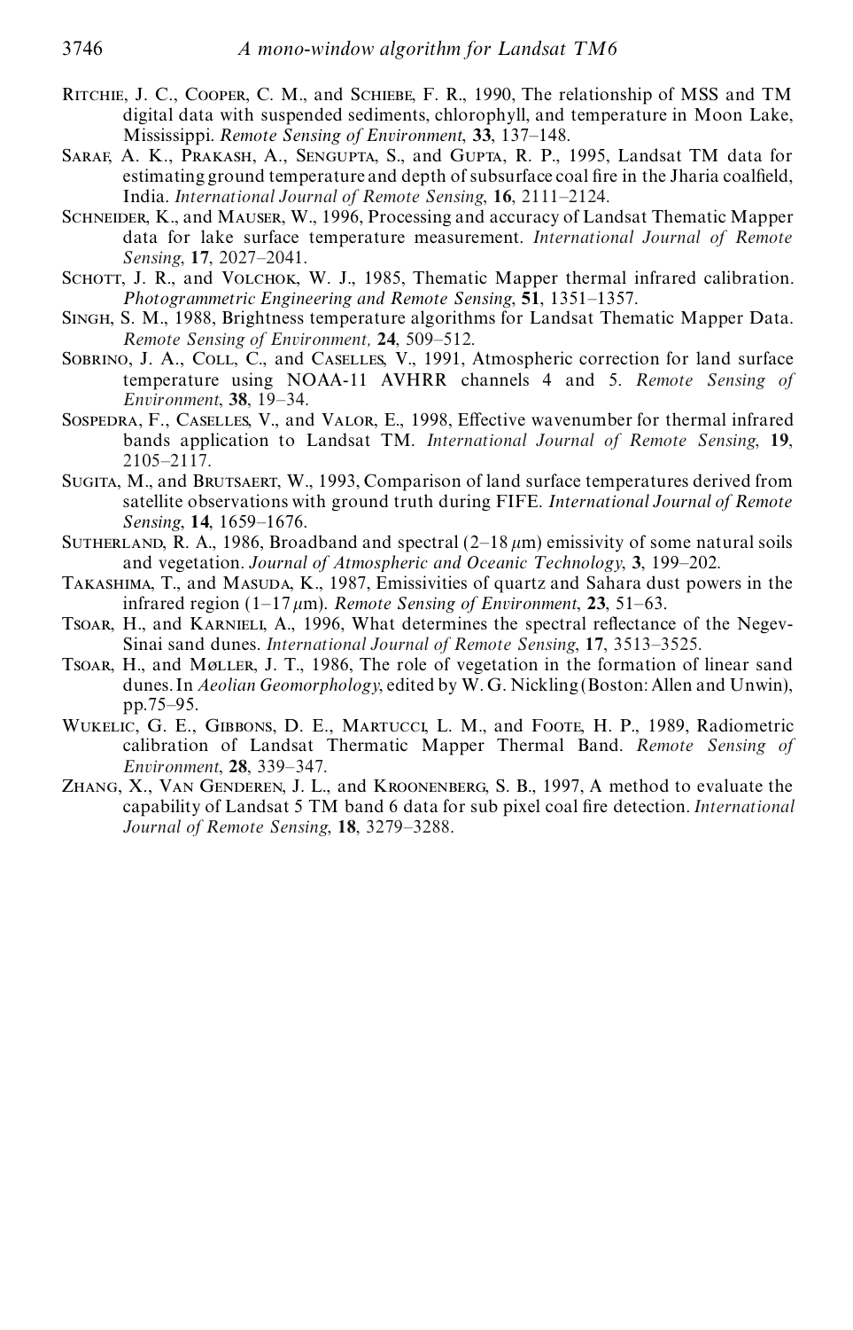Ritchie, J. C., Cooper, C. M., and Schiebe, F. R., 1990, The relationship of MSS and TM digital data with suspended sediments, chlorophyll, and temperature in Moon Lake, Mississippi. *Remote Sensing of Environment*, **33**, 137–148.

Saraf, A. K., Prakash, A., Sengupta, S., and Gupta, R. P., 1995, Landsat TM data for estimating ground temperature and depth of subsurface coal fire in the Jharia coalfield, India. *International Journal of Remote Sensing*, **16**, 2111–2124.

Schneider, K., and Mauser, W., 1996, Processing and accuracy of Landsat Thematic Mapper data for lake surface temperature measurement. *International Journal of Remote Sensing*, **17**, 2027–2041.

Schott, J. R., and Volchok, W. J., 1985, Thematic Mapper thermal infrared calibration. *Photogrammetric Engineering and Remote Sensing*, **51**, 1351–1357.

Singh, S. M., 1988, Brightness temperature algorithms for Landsat Thematic Mapper Data. *Remote Sensing of Environment,* **24**, 509–512.

Sobrino, J. A., Coll, C., and Caselles, V., 1991, Atmospheric correction for land surface temperature using NOAA-11 AVHRR channels 4 and 5. *Remote Sensing of Environment*, **38**, 19–34.

Sospedra, F., Caselles, V., and Valor, E., 1998, Effective wavenumber for thermal infrared bands application to Landsat TM. *International Journal of Remote Sensing*, **19**, 2105–2117.

Sugita, M., and Brutsaert, W., 1993, Comparison of land surface temperatures derived from satellite observations with ground truth during FIFE. *International Journal of Remote Sensing*, **14**, 1659–1676.

Sutherland, R. A., 1986, Broadband and spectral (2–18 $\mu$m) emissivity of some natural soils and vegetation. *Journal of Atmospheric and Oceanic Technology*, **3**, 199–202.

Takashima, T., and Masuda, K., 1987, Emissivities of quartz and Sahara dust powers in the infrared region (1–17 $\mu$m). *Remote Sensing of Environment*, **23**, 51–63.

Tsoar, H., and Karnieli, A., 1996, What determines the spectral reflectance of the Negev-Sinai sand dunes. *International Journal of Remote Sensing*, **17**, 3513–3525.

Tsoar, H., and Møller, J. T., 1986, The role of vegetation in the formation of linear sand dunes. In *Aeolian Geomorphology*, edited by W. G. Nickling (Boston: Allen and Unwin), pp.75–95.

Wukelic, G. E., Gibbons, D. E., Martucci, L. M., and Foote, H. P., 1989, Radiometric calibration of Landsat Thermatic Mapper Thermal Band. *Remote Sensing of Environment*, **28**, 339–347.

Zhang, X., Van Genderen, J. L., and Kroonenberg, S. B., 1997, A method to evaluate the capability of Landsat 5 TM band 6 data for sub pixel coal fire detection. *International Journal of Remote Sensing*, **18**, 3279–3288.